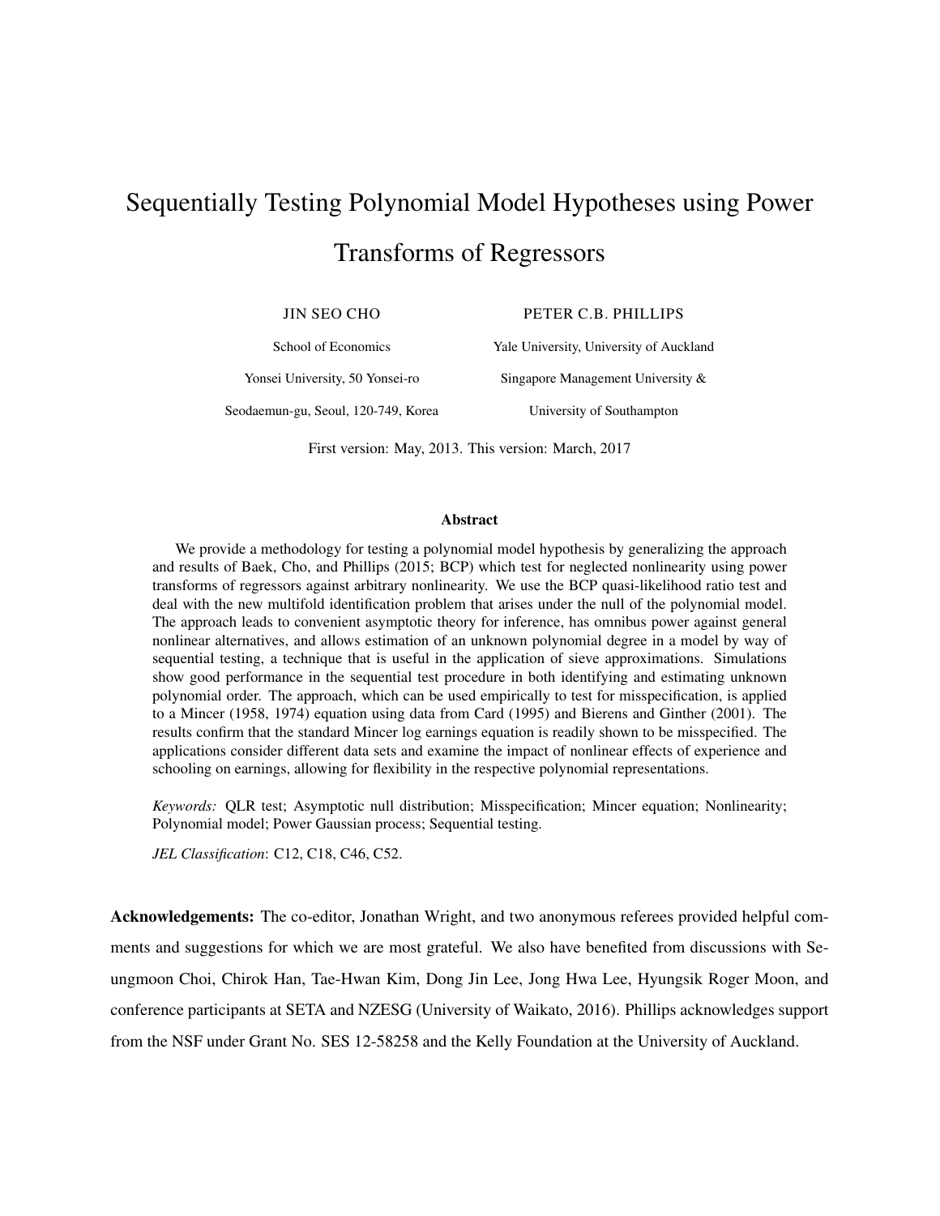# Sequentially Testing Polynomial Model Hypotheses using Power Transforms of Regressors

JIN SEO CHO

School of Economics

Yonsei University, 50 Yonsei-ro

Seodaemun-gu, Seoul, 120-749, Korea

PETER C.B. PHILLIPS

Yale University, University of Auckland

Singapore Management University &

University of Southampton

First version: May, 2013. This version: March, 2017

## Abstract

We provide a methodology for testing a polynomial model hypothesis by generalizing the approach and results of Baek, Cho, and Phillips (2015; BCP) which test for neglected nonlinearity using power transforms of regressors against arbitrary nonlinearity. We use the BCP quasi-likelihood ratio test and deal with the new multifold identification problem that arises under the null of the polynomial model. The approach leads to convenient asymptotic theory for inference, has omnibus power against general nonlinear alternatives, and allows estimation of an unknown polynomial degree in a model by way of sequential testing, a technique that is useful in the application of sieve approximations. Simulations show good performance in the sequential test procedure in both identifying and estimating unknown polynomial order. The approach, which can be used empirically to test for misspecification, is applied to a Mincer (1958, 1974) equation using data from Card (1995) and Bierens and Ginther (2001). The results confirm that the standard Mincer log earnings equation is readily shown to be misspecified. The applications consider different data sets and examine the impact of nonlinear effects of experience and schooling on earnings, allowing for flexibility in the respective polynomial representations.

*Keywords:* QLR test; Asymptotic null distribution; Misspecification; Mincer equation; Nonlinearity; Polynomial model; Power Gaussian process; Sequential testing.

*JEL Classification*: C12, C18, C46, C52.

**Acknowledgements:** The co-editor, Jonathan Wright, and two anonymous referees provided helpful comments and suggestions for which we are most grateful. We also have benefited from discussions with Seungmoon Choi, Chirok Han, Tae-Hwan Kim, Dong Jin Lee, Jong Hwa Lee, Hyungsik Roger Moon, and conference participants at SETA and NZESG (University of Waikato, 2016). Phillips acknowledges support from the NSF under Grant No. SES 12-58258 and the Kelly Foundation at the University of Auckland.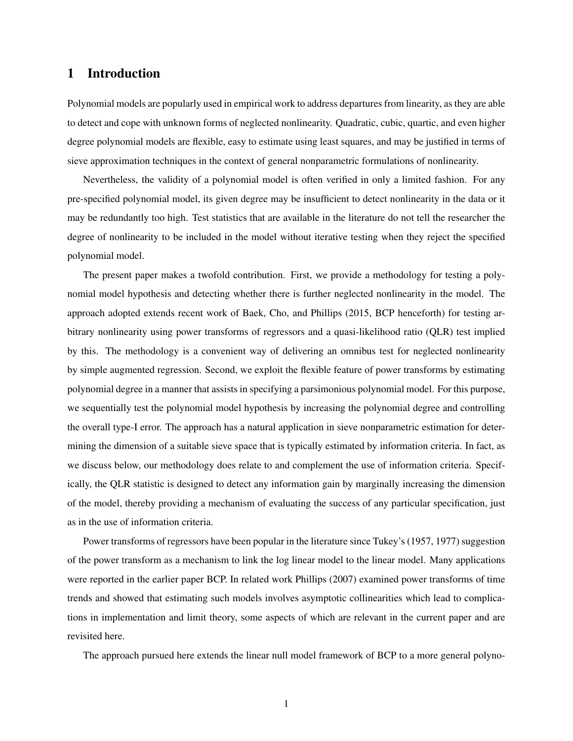# 1 Introduction

Polynomial models are popularly used in empirical work to address departures from linearity, as they are able to detect and cope with unknown forms of neglected nonlinearity. Quadratic, cubic, quartic, and even higher degree polynomial models are flexible, easy to estimate using least squares, and may be justified in terms of sieve approximation techniques in the context of general nonparametric formulations of nonlinearity.

Nevertheless, the validity of a polynomial model is often verified in only a limited fashion. For any pre-specified polynomial model, its given degree may be insufficient to detect nonlinearity in the data or it may be redundantly too high. Test statistics that are available in the literature do not tell the researcher the degree of nonlinearity to be included in the model without iterative testing when they reject the specified polynomial model.

The present paper makes a twofold contribution. First, we provide a methodology for testing a polynomial model hypothesis and detecting whether there is further neglected nonlinearity in the model. The approach adopted extends recent work of Baek, Cho, and Phillips (2015, BCP henceforth) for testing arbitrary nonlinearity using power transforms of regressors and a quasi-likelihood ratio (QLR) test implied by this. The methodology is a convenient way of delivering an omnibus test for neglected nonlinearity by simple augmented regression. Second, we exploit the flexible feature of power transforms by estimating polynomial degree in a manner that assists in specifying a parsimonious polynomial model. For this purpose, we sequentially test the polynomial model hypothesis by increasing the polynomial degree and controlling the overall type-I error. The approach has a natural application in sieve nonparametric estimation for determining the dimension of a suitable sieve space that is typically estimated by information criteria. In fact, as we discuss below, our methodology does relate to and complement the use of information criteria. Specifically, the QLR statistic is designed to detect any information gain by marginally increasing the dimension of the model, thereby providing a mechanism of evaluating the success of any particular specification, just as in the use of information criteria.

Power transforms of regressors have been popular in the literature since Tukey's (1957, 1977) suggestion of the power transform as a mechanism to link the log linear model to the linear model. Many applications were reported in the earlier paper BCP. In related work Phillips (2007) examined power transforms of time trends and showed that estimating such models involves asymptotic collinearities which lead to complications in implementation and limit theory, some aspects of which are relevant in the current paper and are revisited here.

The approach pursued here extends the linear null model framework of BCP to a more general polyno-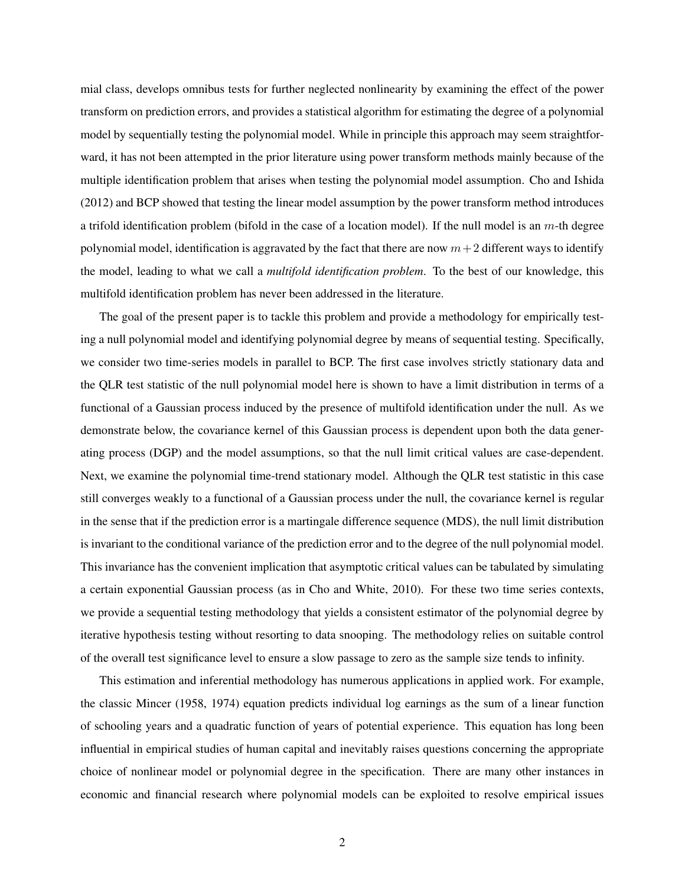mial class, develops omnibus tests for further neglected nonlinearity by examining the effect of the power transform on prediction errors, and provides a statistical algorithm for estimating the degree of a polynomial model by sequentially testing the polynomial model. While in principle this approach may seem straightforward, it has not been attempted in the prior literature using power transform methods mainly because of the multiple identification problem that arises when testing the polynomial model assumption. Cho and Ishida (2012) and BCP showed that testing the linear model assumption by the power transform method introduces a trifold identification problem (bifold in the case of a location model). If the null model is an $m$-th degree polynomial model, identification is aggravated by the fact that there are now $m+2$ different ways to identify the model, leading to what we call a *multifold identification problem*. To the best of our knowledge, this multifold identification problem has never been addressed in the literature.

The goal of the present paper is to tackle this problem and provide a methodology for empirically testing a null polynomial model and identifying polynomial degree by means of sequential testing. Specifically, we consider two time-series models in parallel to BCP. The first case involves strictly stationary data and the QLR test statistic of the null polynomial model here is shown to have a limit distribution in terms of a functional of a Gaussian process induced by the presence of multifold identification under the null. As we demonstrate below, the covariance kernel of this Gaussian process is dependent upon both the data generating process (DGP) and the model assumptions, so that the null limit critical values are case-dependent. Next, we examine the polynomial time-trend stationary model. Although the QLR test statistic in this case still converges weakly to a functional of a Gaussian process under the null, the covariance kernel is regular in the sense that if the prediction error is a martingale difference sequence (MDS), the null limit distribution is invariant to the conditional variance of the prediction error and to the degree of the null polynomial model. This invariance has the convenient implication that asymptotic critical values can be tabulated by simulating a certain exponential Gaussian process (as in Cho and White, 2010). For these two time series contexts, we provide a sequential testing methodology that yields a consistent estimator of the polynomial degree by iterative hypothesis testing without resorting to data snooping. The methodology relies on suitable control of the overall test significance level to ensure a slow passage to zero as the sample size tends to infinity.

This estimation and inferential methodology has numerous applications in applied work. For example, the classic Mincer (1958, 1974) equation predicts individual log earnings as the sum of a linear function of schooling years and a quadratic function of years of potential experience. This equation has long been influential in empirical studies of human capital and inevitably raises questions concerning the appropriate choice of nonlinear model or polynomial degree in the specification. There are many other instances in economic and financial research where polynomial models can be exploited to resolve empirical issues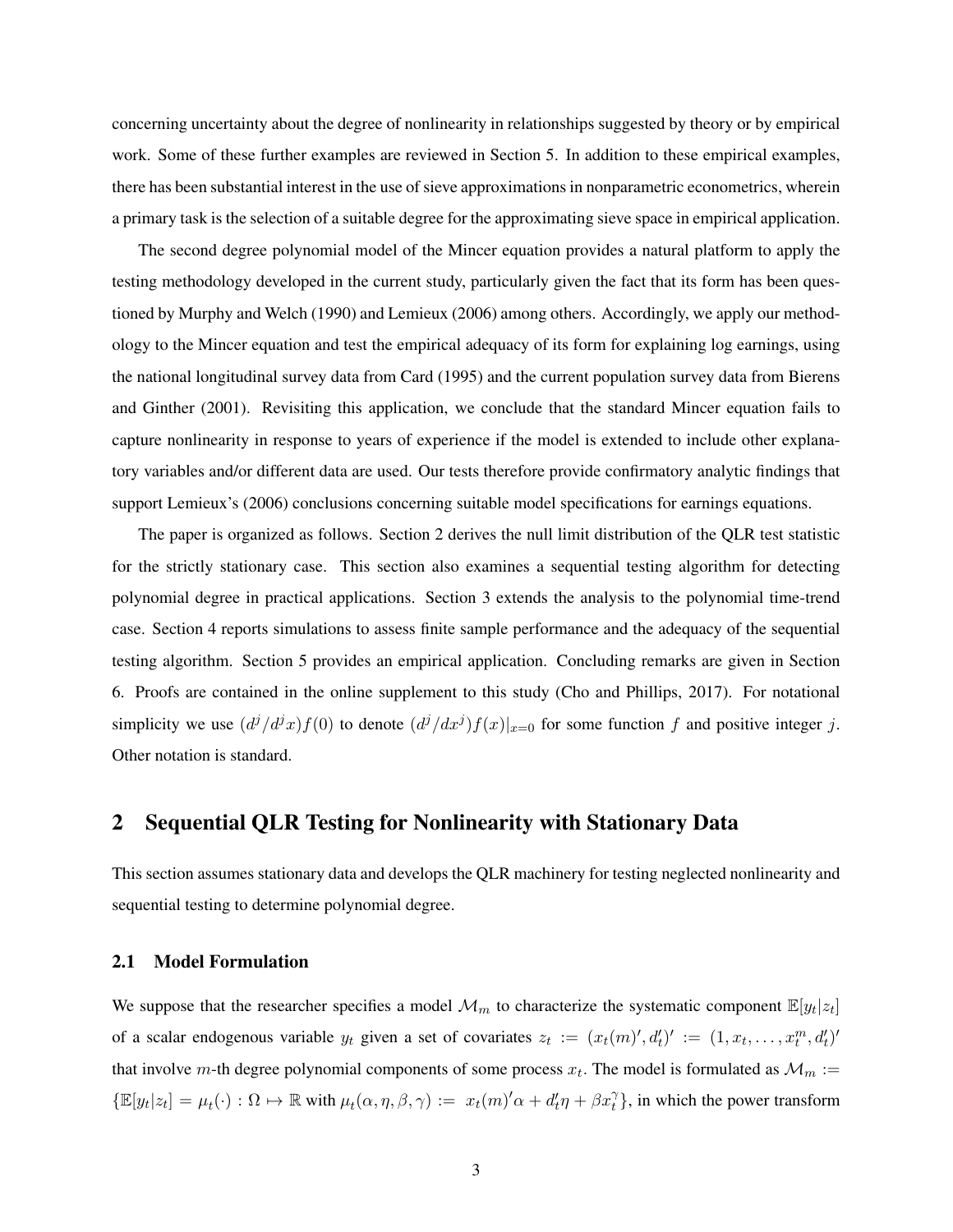concerning uncertainty about the degree of nonlinearity in relationships suggested by theory or by empirical work. Some of these further examples are reviewed in Section 5. In addition to these empirical examples, there has been substantial interest in the use of sieve approximations in nonparametric econometrics, wherein a primary task is the selection of a suitable degree for the approximating sieve space in empirical application.

The second degree polynomial model of the Mincer equation provides a natural platform to apply the testing methodology developed in the current study, particularly given the fact that its form has been questioned by Murphy and Welch (1990) and Lemieux (2006) among others. Accordingly, we apply our methodology to the Mincer equation and test the empirical adequacy of its form for explaining log earnings, using the national longitudinal survey data from Card (1995) and the current population survey data from Bierens and Ginther (2001). Revisiting this application, we conclude that the standard Mincer equation fails to capture nonlinearity in response to years of experience if the model is extended to include other explanatory variables and/or different data are used. Our tests therefore provide confirmatory analytic findings that support Lemieux's (2006) conclusions concerning suitable model specifications for earnings equations.

The paper is organized as follows. Section 2 derives the null limit distribution of the QLR test statistic for the strictly stationary case. This section also examines a sequential testing algorithm for detecting polynomial degree in practical applications. Section 3 extends the analysis to the polynomial time-trend case. Section 4 reports simulations to assess finite sample performance and the adequacy of the sequential testing algorithm. Section 5 provides an empirical application. Concluding remarks are given in Section 6. Proofs are contained in the online supplement to this study (Cho and Phillips, 2017). For notational simplicity we use $(d^j/d^jx)f(0)$ to denote $(d^j/dx^j)f(x)|_{x=0}$ for some function $f$ and positive integer $j$. Other notation is standard.

## 2 Sequential QLR Testing for Nonlinearity with Stationary Data

This section assumes stationary data and develops the QLR machinery for testing neglected nonlinearity and sequential testing to determine polynomial degree.

### 2.1 Model Formulation

We suppose that the researcher specifies a model $\mathcal{M}_m$ to characterize the systematic component $\mathbb{E}[y_t|z_t]$ of a scalar endogenous variable $y_t$ given a set of covariates $z_t := (x_t(m)', d_t')' := (1, x_t, \ldots, x_t^m, d_t')'$ that involve $m$-th degree polynomial components of some process $x_t$. The model is formulated as $\mathcal{M}_m := \{\mathbb{E}[y_t|z_t] = \mu_t(\cdot) : \Omega \mapsto \mathbb{R}$ with $\mu_t(\alpha, \eta, \beta, \gamma) := x_t(m)'\alpha + d_t'\eta + \beta x_t^{\gamma}\}$, in which the power transform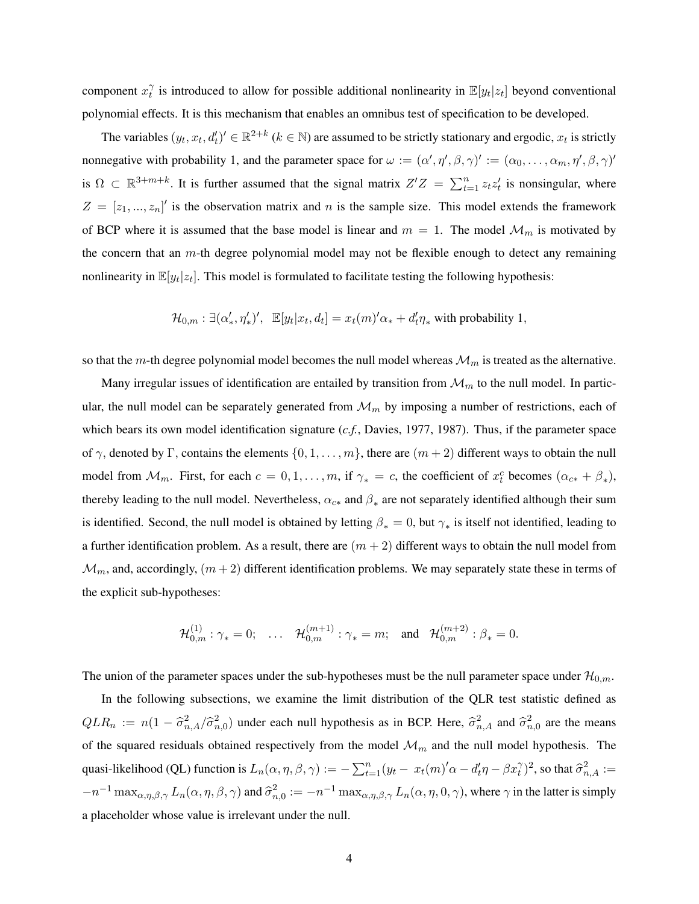component $x_t^\gamma$ is introduced to allow for possible additional nonlinearity in $\mathbb{E}[y_t|z_t]$ beyond conventional polynomial effects. It is this mechanism that enables an omnibus test of specification to be developed.

The variables $(y_t, x_t, d_t')' \in \mathbb{R}^{2+k}$ ($k \in \mathbb{N}$) are assumed to be strictly stationary and ergodic, $x_t$ is strictly nonnegative with probability 1, and the parameter space for $\omega := (\alpha', \eta', \beta, \gamma)' := (\alpha_0, \ldots, \alpha_m, \eta', \beta, \gamma)'$ is $\Omega \subset \mathbb{R}^{3+m+k}$. It is further assumed that the signal matrix $Z'Z = \sum_{t=1}^n z_t z_t'$ is nonsingular, where $Z = [z_1, ..., z_n]'$ is the observation matrix and $n$ is the sample size. This model extends the framework of BCP where it is assumed that the base model is linear and $m = 1$. The model $\mathcal{M}_m$ is motivated by the concern that an $m$-th degree polynomial model may not be flexible enough to detect any remaining nonlinearity in $\mathbb{E}[y_t|z_t]$. This model is formulated to facilitate testing the following hypothesis:

$$\mathcal{H}_{0,m} : \exists(\alpha_*', \eta_*')', \;\; \mathbb{E}[y_t|x_t, d_t] = x_t(m)'\alpha_* + d_t'\eta_* \text{ with probability 1,}$$

so that the $m$-th degree polynomial model becomes the null model whereas $\mathcal{M}_m$ is treated as the alternative.

Many irregular issues of identification are entailed by transition from $\mathcal{M}_m$ to the null model. In particular, the null model can be separately generated from $\mathcal{M}_m$ by imposing a number of restrictions, each of which bears its own model identification signature (*c.f.*, Davies, 1977, 1987). Thus, if the parameter space of $\gamma$, denoted by $\Gamma$, contains the elements $\{0, 1, \ldots, m\}$, there are $(m+2)$ different ways to obtain the null model from $\mathcal{M}_m$. First, for each $c = 0, 1, \ldots, m$, if $\gamma_* = c$, the coefficient of $x_t^c$ becomes $(\alpha_{c*} + \beta_*)$, thereby leading to the null model. Nevertheless, $\alpha_{c*}$ and $\beta_*$ are not separately identified although their sum is identified. Second, the null model is obtained by letting $\beta_* = 0$, but $\gamma_*$ is itself not identified, leading to a further identification problem. As a result, there are $(m+2)$ different ways to obtain the null model from $\mathcal{M}_m$, and, accordingly, $(m+2)$ different identification problems. We may separately state these in terms of the explicit sub-hypotheses:

$$\mathcal{H}_{0,m}^{(1)} : \gamma_* = 0; \quad \ldots \quad \mathcal{H}_{0,m}^{(m+1)} : \gamma_* = m; \quad \text{and} \quad \mathcal{H}_{0,m}^{(m+2)} : \beta_* = 0.$$

The union of the parameter spaces under the sub-hypotheses must be the null parameter space under $\mathcal{H}_{0,m}$.

In the following subsections, we examine the limit distribution of the QLR test statistic defined as $QLR_n := n(1 - \widehat{\sigma}_{n,A}^2/\widehat{\sigma}_{n,0}^2)$ under each null hypothesis as in BCP. Here, $\widehat{\sigma}_{n,A}^2$ and $\widehat{\sigma}_{n,0}^2$ are the means of the squared residuals obtained respectively from the model $\mathcal{M}_m$ and the null model hypothesis. The quasi-likelihood (QL) function is $L_n(\alpha, \eta, \beta, \gamma) := -\sum_{t=1}^n (y_t - x_t(m)'\alpha - d_t'\eta - \beta x_t^\gamma)^2$, so that $\widehat{\sigma}_{n,A}^2 := -n^{-1}\max_{\alpha,\eta,\beta,\gamma} L_n(\alpha, \eta, \beta, \gamma)$ and $\widehat{\sigma}_{n,0}^2 := -n^{-1}\max_{\alpha,\eta,\beta,\gamma} L_n(\alpha, \eta, 0, \gamma)$, where $\gamma$ in the latter is simply a placeholder whose value is irrelevant under the null.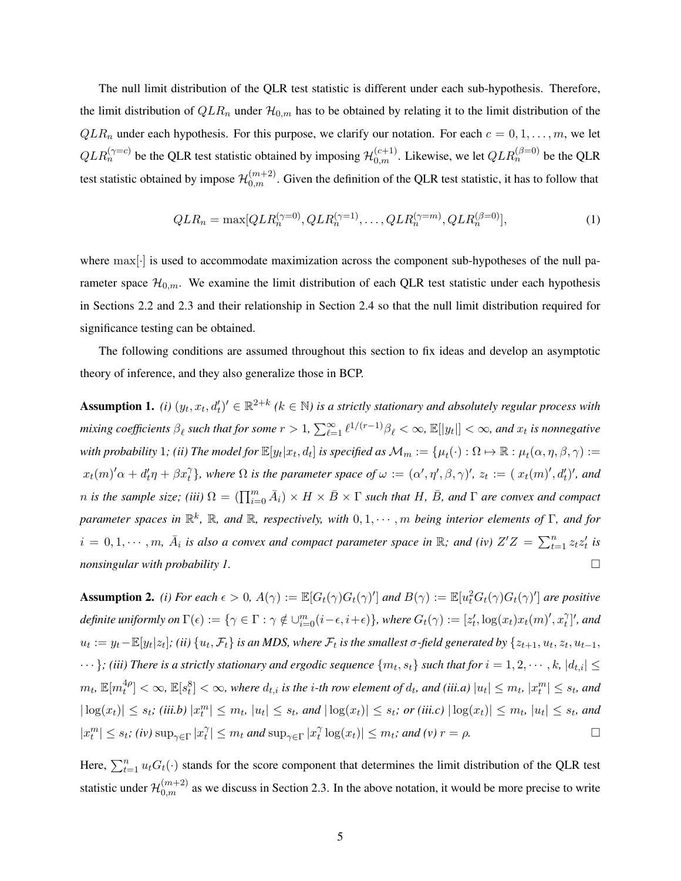The null limit distribution of the QLR test statistic is different under each sub-hypothesis. Therefore, the limit distribution of $QLR_n$ under $\mathcal{H}_{0,m}$ has to be obtained by relating it to the limit distribution of the $QLR_n$ under each hypothesis. For this purpose, we clarify our notation. For each $c = 0, 1, \ldots, m$, we let $QLR_n^{(\gamma=c)}$ be the QLR test statistic obtained by imposing $\mathcal{H}_{0,m}^{(c+1)}$. Likewise, we let $QLR_n^{(\beta=0)}$ be the QLR test statistic obtained by impose $\mathcal{H}_{0,m}^{(m+2)}$. Given the definition of the QLR test statistic, it has to follow that

$$QLR_n = \max[QLR_n^{(\gamma=0)}, QLR_n^{(\gamma=1)}, \ldots, QLR_n^{(\gamma=m)}, QLR_n^{(\beta=0)}], \tag{1}$$

where $\max[\cdot]$ is used to accommodate maximization across the component sub-hypotheses of the null parameter space $\mathcal{H}_{0,m}$. We examine the limit distribution of each QLR test statistic under each hypothesis in Sections 2.2 and 2.3 and their relationship in Section 2.4 so that the null limit distribution required for significance testing can be obtained.

The following conditions are assumed throughout this section to fix ideas and develop an asymptotic theory of inference, and they also generalize those in BCP.

**Assumption 1.** *(i) $(y_t, x_t, d_t')' \in \mathbb{R}^{2+k}$ ($k \in \mathbb{N}$) is a strictly stationary and absolutely regular process with mixing coefficients $\beta_\ell$ such that for some $r > 1$, $\sum_{\ell=1}^{\infty} \ell^{1/(r-1)} \beta_\ell < \infty$, $\mathbb{E}[|y_t|] < \infty$, and $x_t$ is nonnegative with probability 1; (ii) The model for $\mathbb{E}[y_t|x_t, d_t]$ is specified as $\mathcal{M}_m := \{\mu_t(\cdot) : \Omega \mapsto \mathbb{R} : \mu_t(\alpha, \eta, \beta, \gamma) := x_t(m)'\alpha + d_t'\eta + \beta x_t^{\gamma}\}$, where $\Omega$ is the parameter space of $\omega := (\alpha', \eta', \beta, \gamma)'$, $z_t := (\, x_t(m)', d_t')'$, and $n$ is the sample size; (iii) $\Omega = (\prod_{i=0}^{m} \bar{A}_i) \times H \times \bar{B} \times \Gamma$ such that $H$, $\bar{B}$, and $\Gamma$ are convex and compact parameter spaces in $\mathbb{R}^k$, $\mathbb{R}$, and $\mathbb{R}$, respectively, with $0, 1, \cdots, m$ being interior elements of $\Gamma$, and for $i = 0, 1, \cdots, m$, $\bar{A}_i$ is also a convex and compact parameter space in $\mathbb{R}$; and (iv) $Z'Z = \sum_{t=1}^{n} z_t z_t'$ is nonsingular with probability 1.* □

**Assumption 2.** *(i) For each $\epsilon > 0$, $A(\gamma) := \mathbb{E}[G_t(\gamma)G_t(\gamma)']$ and $B(\gamma) := \mathbb{E}[u_t^2 G_t(\gamma)G_t(\gamma)']$ are positive definite uniformly on $\Gamma(\epsilon) := \{\gamma \in \Gamma : \gamma \notin \cup_{i=0}^{m}(i-\epsilon, i+\epsilon)\}$, where $G_t(\gamma) := [z_t', \log(x_t)x_t(m)', x_t^{\gamma}]'$, and $u_t := y_t - \mathbb{E}[y_t|z_t]$; (ii) $\{u_t, \mathcal{F}_t\}$ is an MDS, where $\mathcal{F}_t$ is the smallest $\sigma$-field generated by $\{z_{t+1}, u_t, z_t, u_{t-1}, \cdots\}$; (iii) There is a strictly stationary and ergodic sequence $\{m_t, s_t\}$ such that for $i = 1, 2, \cdots, k$, $|d_{t,i}| \leq m_t$, $\mathbb{E}[m_t^{4\rho}] < \infty$, $\mathbb{E}[s_t^8] < \infty$, where $d_{t,i}$ is the $i$-th row element of $d_t$, and (iii.a) $|u_t| \leq m_t$, $|x_t^m| \leq s_t$, and $|\log(x_t)| \leq s_t$; (iii.b) $|x_t^m| \leq m_t$, $|u_t| \leq s_t$, and $|\log(x_t)| \leq s_t$; or (iii.c) $|\log(x_t)| \leq m_t$, $|u_t| \leq s_t$, and $|x_t^m| \leq s_t$; (iv) $\sup_{\gamma \in \Gamma} |x_t^{\gamma}| \leq m_t$ and $\sup_{\gamma \in \Gamma} |x_t^{\gamma} \log(x_t)| \leq m_t$; and (v) $r = \rho$.* □

Here, $\sum_{t=1}^{n} u_t G_t(\cdot)$ stands for the score component that determines the limit distribution of the QLR test statistic under $\mathcal{H}_{0,m}^{(m+2)}$ as we discuss in Section 2.3. In the above notation, it would be more precise to write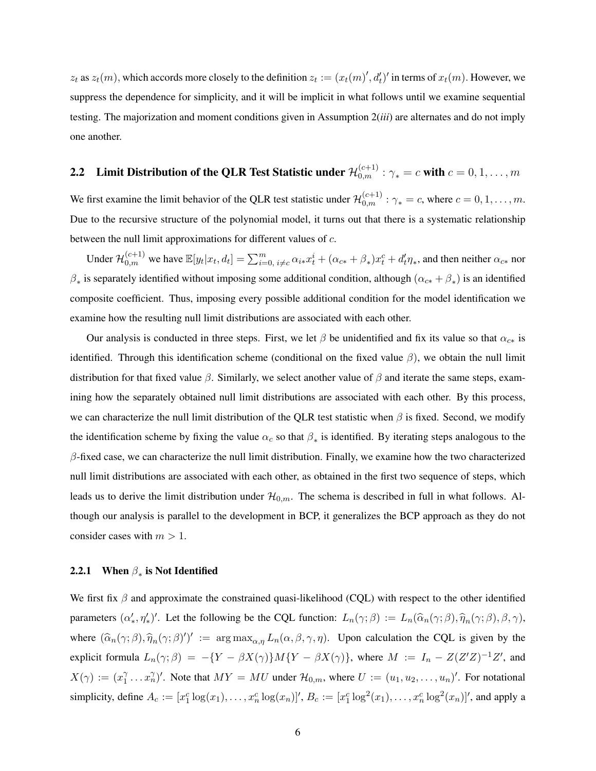$z_t$ as $z_t(m)$, which accords more closely to the definition $z_t := (x_t(m)', d_t')'$ in terms of $x_t(m)$. However, we suppress the dependence for simplicity, and it will be implicit in what follows until we examine sequential testing. The majorization and moment conditions given in Assumption 2(*iii*) are alternates and do not imply one another.

## 2.2 Limit Distribution of the QLR Test Statistic under $\mathcal{H}_{0,m}^{(c+1)} : \gamma_* = c$ with $c = 0, 1, \ldots, m$

We first examine the limit behavior of the QLR test statistic under $\mathcal{H}_{0,m}^{(c+1)} : \gamma_* = c$, where $c = 0, 1, \ldots, m$. Due to the recursive structure of the polynomial model, it turns out that there is a systematic relationship between the null limit approximations for different values of $c$.

Under $\mathcal{H}_{0,m}^{(c+1)}$ we have $\mathbb{E}[y_t|x_t, d_t] = \sum_{i=0,\, i\neq c}^{m} \alpha_{i*} x_t^i + (\alpha_{c*} + \beta_*) x_t^c + d_t'\eta_*$, and then neither $\alpha_{c*}$ nor $\beta_*$ is separately identified without imposing some additional condition, although $(\alpha_{c*} + \beta_*)$ is an identified composite coefficient. Thus, imposing every possible additional condition for the model identification we examine how the resulting null limit distributions are associated with each other.

Our analysis is conducted in three steps. First, we let $\beta$ be unidentified and fix its value so that $\alpha_{c*}$ is identified. Through this identification scheme (conditional on the fixed value $\beta$), we obtain the null limit distribution for that fixed value $\beta$. Similarly, we select another value of $\beta$ and iterate the same steps, examining how the separately obtained null limit distributions are associated with each other. By this process, we can characterize the null limit distribution of the QLR test statistic when $\beta$ is fixed. Second, we modify the identification scheme by fixing the value $\alpha_c$ so that $\beta_*$ is identified. By iterating steps analogous to the $\beta$-fixed case, we can characterize the null limit distribution. Finally, we examine how the two characterized null limit distributions are associated with each other, as obtained in the first two sequence of steps, which leads us to derive the limit distribution under $\mathcal{H}_{0,m}$. The schema is described in full in what follows. Although our analysis is parallel to the development in BCP, it generalizes the BCP approach as they do not consider cases with $m > 1$.

### 2.2.1 When $\beta_*$ is Not Identified

We first fix $\beta$ and approximate the constrained quasi-likelihood (CQL) with respect to the other identified parameters $(\alpha_*', \eta_*')'$. Let the following be the CQL function: $L_n(\gamma; \beta) := L_n(\widehat{\alpha}_n(\gamma; \beta), \widehat{\eta}_n(\gamma; \beta), \beta, \gamma)$, where $(\widehat{\alpha}_n(\gamma; \beta), \widehat{\eta}_n(\gamma; \beta)')' := \arg\max_{\alpha,\eta} L_n(\alpha, \beta, \gamma, \eta)$. Upon calculation the CQL is given by the explicit formula $L_n(\gamma; \beta) = -\{Y - \beta X(\gamma)\} M \{Y - \beta X(\gamma)\}$, where $M := I_n - Z(Z'Z)^{-1}Z'$, and $X(\gamma) := (x_1^\gamma \ldots x_n^\gamma)'$. Note that $MY = MU$ under $\mathcal{H}_{0,m}$, where $U := (u_1, u_2, \ldots, u_n)'$. For notational simplicity, define $A_c := [x_1^c \log(x_1), \ldots, x_n^c \log(x_n)]'$, $B_c := [x_1^c \log^2(x_1), \ldots, x_n^c \log^2(x_n)]'$, and apply a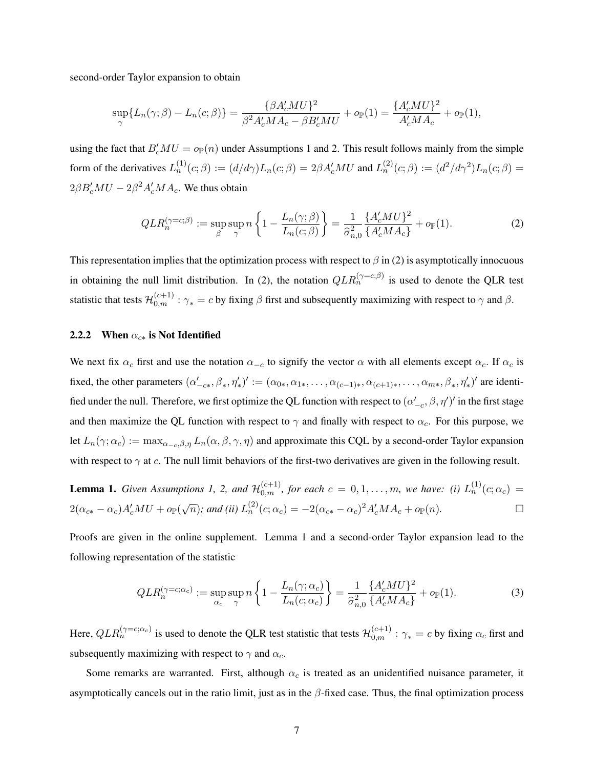second-order Taylor expansion to obtain

$$\sup_{\gamma}\{L_n(\gamma;\beta) - L_n(c;\beta)\} = \frac{\{\beta A_c' MU\}^2}{\beta^2 A_c' M A_c - \beta B_c' MU} + o_{\mathbb{P}}(1) = \frac{\{A_c' MU\}^2}{A_c' M A_c} + o_{\mathbb{P}}(1),$$

using the fact that $B_c' MU = o_{\mathbb{P}}(n)$ under Assumptions 1 and 2. This result follows mainly from the simple form of the derivatives $L_n^{(1)}(c;\beta) := (d/d\gamma)L_n(c;\beta) = 2\beta A_c' MU$ and $L_n^{(2)}(c;\beta) := (d^2/d\gamma^2)L_n(c;\beta) = 2\beta B_c' MU - 2\beta^2 A_c' M A_c$. We thus obtain

$$QLR_n^{(\gamma=c;\beta)} := \sup_{\beta}\sup_{\gamma} n\left\{1 - \frac{L_n(\gamma;\beta)}{L_n(c;\beta)}\right\} = \frac{1}{\widehat{\sigma}_{n,0}^2}\frac{\{A_c' MU\}^2}{\{A_c' M A_c\}} + o_{\mathbb{P}}(1). \tag{2}$$

This representation implies that the optimization process with respect to $\beta$ in (2) is asymptotically innocuous in obtaining the null limit distribution. In (2), the notation $QLR_n^{(\gamma=c;\beta)}$ is used to denote the QLR test statistic that tests $\mathcal{H}_{0,m}^{(c+1)} : \gamma_* = c$ by fixing $\beta$ first and subsequently maximizing with respect to $\gamma$ and $\beta$.

### 2.2.2 When $\alpha_{c*}$ is Not Identified

We next fix $\alpha_c$ first and use the notation $\alpha_{-c}$ to signify the vector $\alpha$ with all elements except $\alpha_c$. If $\alpha_c$ is fixed, the other parameters $(\alpha_{-c*}', \beta_*, \eta_*')' := (\alpha_{0*}, \alpha_{1*}, \ldots, \alpha_{(c-1)*}, \alpha_{(c+1)*}, \ldots, \alpha_{m*}, \beta_*, \eta_*')'$ are identified under the null. Therefore, we first optimize the QL function with respect to $(\alpha_{-c}', \beta, \eta')'$ in the first stage and then maximize the QL function with respect to $\gamma$ and finally with respect to $\alpha_c$. For this purpose, we let $L_n(\gamma;\alpha_c) := \max_{\alpha_{-c},\beta,\eta} L_n(\alpha,\beta,\gamma,\eta)$ and approximate this CQL by a second-order Taylor expansion with respect to $\gamma$ at $c$. The null limit behaviors of the first-two derivatives are given in the following result.

**Lemma 1.** *Given Assumptions 1, 2, and $\mathcal{H}_{0,m}^{(c+1)}$, for each $c = 0, 1, \ldots, m$, we have: (i) $L_n^{(1)}(c;\alpha_c) = 2(\alpha_{c*} - \alpha_c)A_c' MU + o_{\mathbb{P}}(\sqrt{n})$; and (ii) $L_n^{(2)}(c;\alpha_c) = -2(\alpha_{c*} - \alpha_c)^2 A_c' M A_c + o_{\mathbb{P}}(n)$.* □

Proofs are given in the online supplement. Lemma 1 and a second-order Taylor expansion lead to the following representation of the statistic

$$QLR_n^{(\gamma=c;\alpha_c)} := \sup_{\alpha_c}\sup_{\gamma} n\left\{1 - \frac{L_n(\gamma;\alpha_c)}{L_n(c;\alpha_c)}\right\} = \frac{1}{\widehat{\sigma}_{n,0}^2}\frac{\{A_c' MU\}^2}{\{A_c' M A_c\}} + o_{\mathbb{P}}(1). \tag{3}$$

Here, $QLR_n^{(\gamma=c;\alpha_c)}$ is used to denote the QLR test statistic that tests $\mathcal{H}_{0,m}^{(c+1)} : \gamma_* = c$ by fixing $\alpha_c$ first and subsequently maximizing with respect to $\gamma$ and $\alpha_c$.

Some remarks are warranted. First, although $\alpha_c$ is treated as an unidentified nuisance parameter, it asymptotically cancels out in the ratio limit, just as in the $\beta$-fixed case. Thus, the final optimization process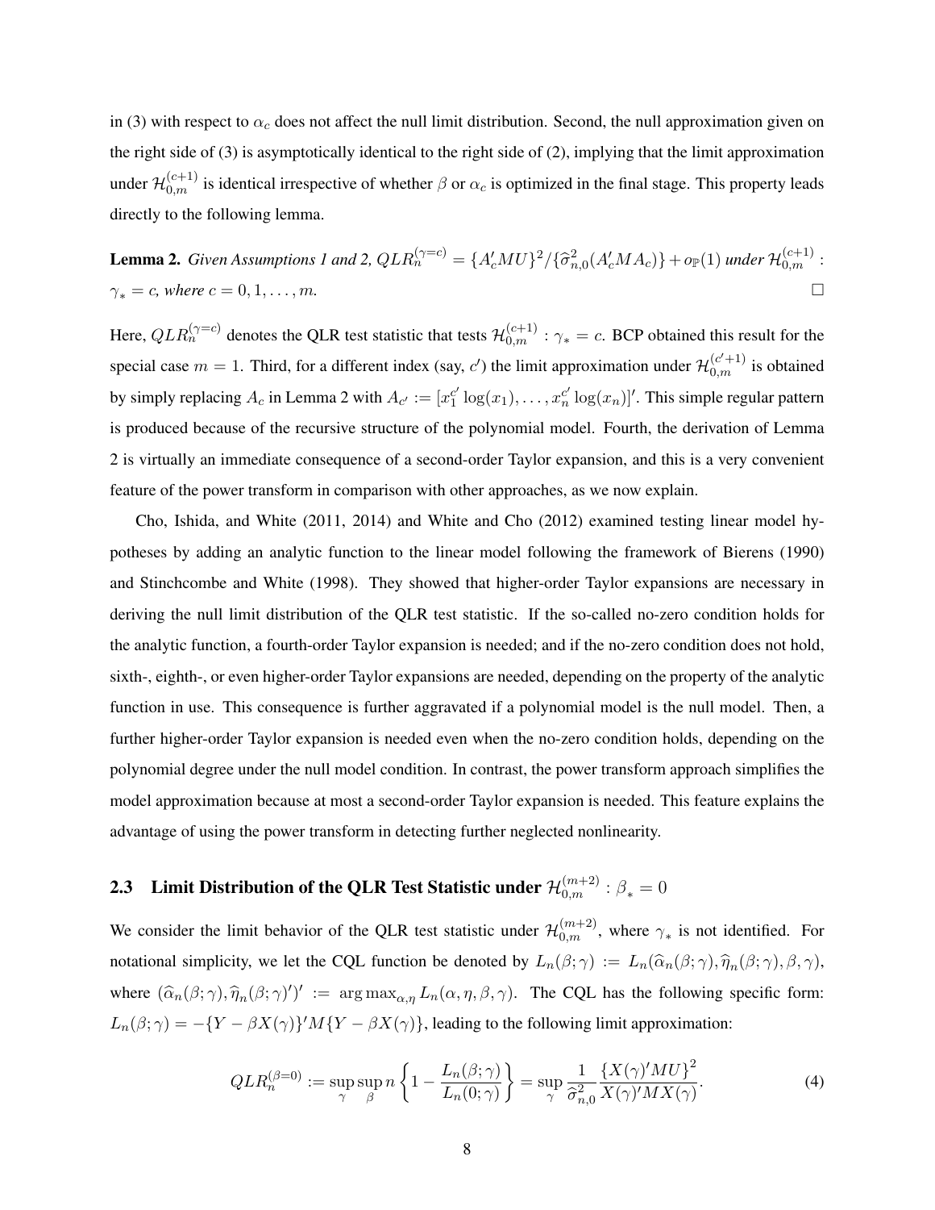in (3) with respect to $\alpha_c$ does not affect the null limit distribution. Second, the null approximation given on the right side of (3) is asymptotically identical to the right side of (2), implying that the limit approximation under $\mathcal{H}_{0,m}^{(c+1)}$ is identical irrespective of whether $\beta$ or $\alpha_c$ is optimized in the final stage. This property leads directly to the following lemma.

**Lemma 2.** *Given Assumptions 1 and 2, $QLR_n^{(\gamma=c)} = \{A_c' MU\}^2 / \{\widehat{\sigma}_{n,0}^2 (A_c' M A_c)\} + o_{\mathbb{P}}(1)$ under $\mathcal{H}_{0,m}^{(c+1)}$ : $\gamma_* = c$, where $c = 0, 1, \ldots, m$.* □

Here, $QLR_n^{(\gamma=c)}$ denotes the QLR test statistic that tests $\mathcal{H}_{0,m}^{(c+1)} : \gamma_* = c$. BCP obtained this result for the special case $m = 1$. Third, for a different index (say, $c'$) the limit approximation under $\mathcal{H}_{0,m}^{(c'+1)}$ is obtained by simply replacing $A_c$ in Lemma 2 with $A_{c'} := [x_1^{c'} \log(x_1), \ldots, x_n^{c'} \log(x_n)]'$. This simple regular pattern is produced because of the recursive structure of the polynomial model. Fourth, the derivation of Lemma 2 is virtually an immediate consequence of a second-order Taylor expansion, and this is a very convenient feature of the power transform in comparison with other approaches, as we now explain.

Cho, Ishida, and White (2011, 2014) and White and Cho (2012) examined testing linear model hypotheses by adding an analytic function to the linear model following the framework of Bierens (1990) and Stinchcombe and White (1998). They showed that higher-order Taylor expansions are necessary in deriving the null limit distribution of the QLR test statistic. If the so-called no-zero condition holds for the analytic function, a fourth-order Taylor expansion is needed; and if the no-zero condition does not hold, sixth-, eighth-, or even higher-order Taylor expansions are needed, depending on the property of the analytic function in use. This consequence is further aggravated if a polynomial model is the null model. Then, a further higher-order Taylor expansion is needed even when the no-zero condition holds, depending on the polynomial degree under the null model condition. In contrast, the power transform approach simplifies the model approximation because at most a second-order Taylor expansion is needed. This feature explains the advantage of using the power transform in detecting further neglected nonlinearity.

## 2.3 Limit Distribution of the QLR Test Statistic under $\mathcal{H}_{0,m}^{(m+2)} : \beta_* = 0$

We consider the limit behavior of the QLR test statistic under $\mathcal{H}_{0,m}^{(m+2)}$, where $\gamma_*$ is not identified. For notational simplicity, we let the CQL function be denoted by $L_n(\beta; \gamma) := L_n(\widehat{\alpha}_n(\beta; \gamma), \widehat{\eta}_n(\beta; \gamma), \beta, \gamma)$, where $(\widehat{\alpha}_n(\beta; \gamma), \widehat{\eta}_n(\beta; \gamma)')' := \arg\max_{\alpha, \eta} L_n(\alpha, \eta, \beta, \gamma)$. The CQL has the following specific form: $L_n(\beta; \gamma) = -\{Y - \beta X(\gamma)\}' M \{Y - \beta X(\gamma)\}$, leading to the following limit approximation:

$$QLR_n^{(\beta=0)} := \sup_{\gamma} \sup_{\beta} n \left\{ 1 - \frac{L_n(\beta; \gamma)}{L_n(0; \gamma)} \right\} = \sup_{\gamma} \frac{1}{\widehat{\sigma}_{n,0}^2} \frac{\{X(\gamma)' MU\}^2}{X(\gamma)' M X(\gamma)}. \tag{4}$$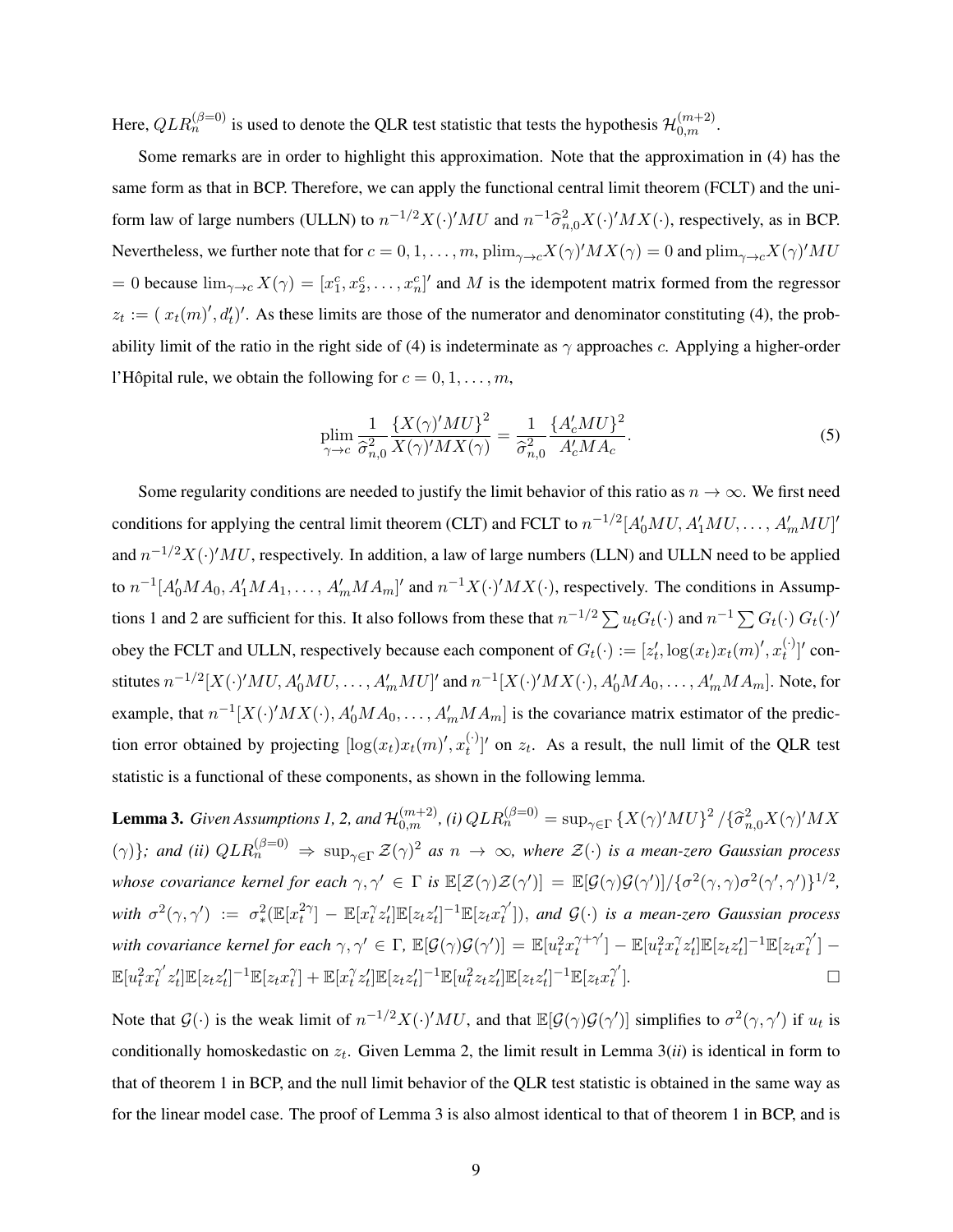Here, $QLR_n^{(\beta=0)}$ is used to denote the QLR test statistic that tests the hypothesis $\mathcal{H}_{0,m}^{(m+2)}$.

Some remarks are in order to highlight this approximation. Note that the approximation in (4) has the same form as that in BCP. Therefore, we can apply the functional central limit theorem (FCLT) and the uniform law of large numbers (ULLN) to $n^{-1/2}X(\cdot)'MU$ and $n^{-1}\widehat{\sigma}_{n,0}^2 X(\cdot)'MX(\cdot)$, respectively, as in BCP. Nevertheless, we further note that for $c = 0, 1, \ldots, m$, $\text{plim}_{\gamma\to c}X(\gamma)'MX(\gamma) = 0$ and $\text{plim}_{\gamma\to c}X(\gamma)'MU = 0$ because $\lim_{\gamma\to c} X(\gamma) = [x_1^c, x_2^c, \ldots, x_n^c]'$ and $M$ is the idempotent matrix formed from the regressor $z_t := (\, x_t(m)', d_t')'$. As these limits are those of the numerator and denominator constituting (4), the probability limit of the ratio in the right side of (4) is indeterminate as $\gamma$ approaches $c$. Applying a higher-order l'Hôpital rule, we obtain the following for $c = 0, 1, \ldots, m$,

$$\operatorname*{plim}_{\gamma\to c} \frac{1}{\widehat{\sigma}_{n,0}^2} \frac{\{X(\gamma)'MU\}^2}{X(\gamma)'MX(\gamma)} = \frac{1}{\widehat{\sigma}_{n,0}^2} \frac{\{A_c'MU\}^2}{A_c'MA_c}. \tag{5}$$

Some regularity conditions are needed to justify the limit behavior of this ratio as $n \to \infty$. We first need conditions for applying the central limit theorem (CLT) and FCLT to $n^{-1/2}[A_0'MU, A_1'MU, \ldots, A_m'MU]'$ and $n^{-1/2}X(\cdot)'MU$, respectively. In addition, a law of large numbers (LLN) and ULLN need to be applied to $n^{-1}[A_0'MA_0, A_1'MA_1, \ldots, A_m'MA_m]'$ and $n^{-1}X(\cdot)'MX(\cdot)$, respectively. The conditions in Assumptions 1 and 2 are sufficient for this. It also follows from these that $n^{-1/2}\sum u_t G_t(\cdot)$ and $n^{-1}\sum G_t(\cdot)\, G_t(\cdot)'$ obey the FCLT and ULLN, respectively because each component of $G_t(\cdot) := [z_t', \log(x_t)x_t(m)', x_t^{(\cdot)}]'$ constitutes $n^{-1/2}[X(\cdot)'MU, A_0'MU, \ldots, A_m'MU]'$ and $n^{-1}[X(\cdot)'MX(\cdot), A_0'MA_0, \ldots, A_m'MA_m]$. Note, for example, that $n^{-1}[X(\cdot)'MX(\cdot), A_0'MA_0, \ldots, A_m'MA_m]$ is the covariance matrix estimator of the prediction error obtained by projecting $[\log(x_t)x_t(m)', x_t^{(\cdot)}]'$ on $z_t$. As a result, the null limit of the QLR test statistic is a functional of these components, as shown in the following lemma.

**Lemma 3.** *Given Assumptions 1, 2, and $\mathcal{H}_{0,m}^{(m+2)}$, (i) $QLR_n^{(\beta=0)} = \sup_{\gamma\in\Gamma}\{X(\gamma)'MU\}^2/\{\widehat{\sigma}_{n,0}^2 X(\gamma)'MX(\gamma)\}$; and (ii) $QLR_n^{(\beta=0)} \Rightarrow \sup_{\gamma\in\Gamma}\mathcal{Z}(\gamma)^2$ as $n \to \infty$, where $\mathcal{Z}(\cdot)$ is a mean-zero Gaussian process whose covariance kernel for each $\gamma, \gamma' \in \Gamma$ is $\mathbb{E}[\mathcal{Z}(\gamma)\mathcal{Z}(\gamma')] = \mathbb{E}[\mathcal{G}(\gamma)\mathcal{G}(\gamma')]/\{\sigma^2(\gamma,\gamma)\sigma^2(\gamma',\gamma')\}^{1/2}$, with $\sigma^2(\gamma,\gamma') := \sigma_*^2(\mathbb{E}[x_t^{2\gamma}] - \mathbb{E}[x_t^{\gamma}z_t']\mathbb{E}[z_tz_t']^{-1}\mathbb{E}[z_tx_t^{\gamma'}])$, and $\mathcal{G}(\cdot)$ is a mean-zero Gaussian process with covariance kernel for each $\gamma, \gamma' \in \Gamma$, $\mathbb{E}[\mathcal{G}(\gamma)\mathcal{G}(\gamma')] = \mathbb{E}[u_t^2x_t^{\gamma+\gamma'}] - \mathbb{E}[u_t^2x_t^{\gamma}z_t']\mathbb{E}[z_tz_t']^{-1}\mathbb{E}[z_tx_t^{\gamma'}] - \mathbb{E}[u_t^2x_t^{\gamma'}z_t']\mathbb{E}[z_tz_t']^{-1}\mathbb{E}[z_tx_t^{\gamma}] + \mathbb{E}[x_t^{\gamma}z_t']\mathbb{E}[z_tz_t']^{-1}\mathbb{E}[u_t^2z_tz_t']\mathbb{E}[z_tz_t']^{-1}\mathbb{E}[z_tx_t^{\gamma'}]$.* □

Note that $\mathcal{G}(\cdot)$ is the weak limit of $n^{-1/2}X(\cdot)'MU$, and that $\mathbb{E}[\mathcal{G}(\gamma)\mathcal{G}(\gamma')]$ simplifies to $\sigma^2(\gamma,\gamma')$ if $u_t$ is conditionally homoskedastic on $z_t$. Given Lemma 2, the limit result in Lemma 3(*ii*) is identical in form to that of theorem 1 in BCP, and the null limit behavior of the QLR test statistic is obtained in the same way as for the linear model case. The proof of Lemma 3 is also almost identical to that of theorem 1 in BCP, and is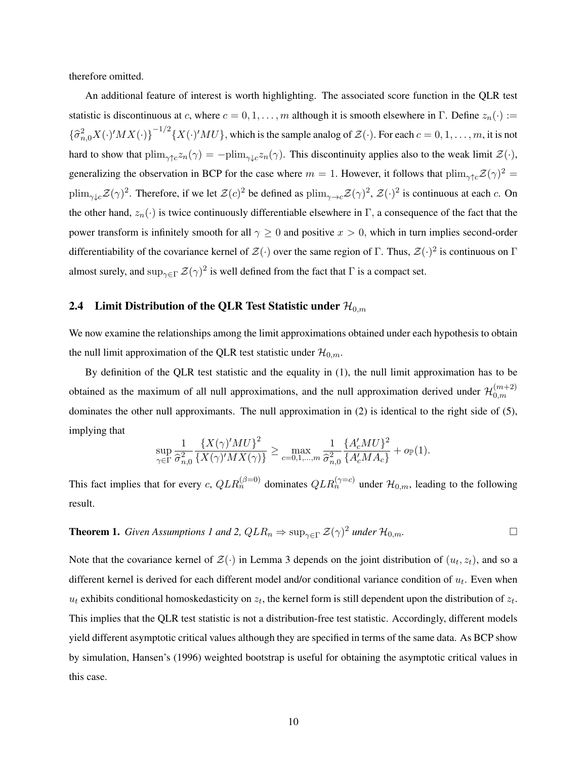therefore omitted.

An additional feature of interest is worth highlighting. The associated score function in the QLR test statistic is discontinuous at $c$, where $c = 0, 1, \ldots, m$ although it is smooth elsewhere in $\Gamma$. Define $z_n(\cdot) := \{\widehat{\sigma}^2_{n,0} X(\cdot)' M X(\cdot)\}^{-1/2} \{X(\cdot)' M U\}$, which is the sample analog of $\mathcal{Z}(\cdot)$. For each $c = 0, 1, \ldots, m$, it is not hard to show that $\text{plim}_{\gamma \uparrow c} z_n(\gamma) = -\text{plim}_{\gamma \downarrow c} z_n(\gamma)$. This discontinuity applies also to the weak limit $\mathcal{Z}(\cdot)$, generalizing the observation in BCP for the case where $m = 1$. However, it follows that $\text{plim}_{\gamma \uparrow c} \mathcal{Z}(\gamma)^2 = \text{plim}_{\gamma \downarrow c} \mathcal{Z}(\gamma)^2$. Therefore, if we let $\mathcal{Z}(c)^2$ be defined as $\text{plim}_{\gamma \to c} \mathcal{Z}(\gamma)^2$, $\mathcal{Z}(\cdot)^2$ is continuous at each $c$. On the other hand, $z_n(\cdot)$ is twice continuously differentiable elsewhere in $\Gamma$, a consequence of the fact that the power transform is infinitely smooth for all $\gamma \geq 0$ and positive $x > 0$, which in turn implies second-order differentiability of the covariance kernel of $\mathcal{Z}(\cdot)$ over the same region of $\Gamma$. Thus, $\mathcal{Z}(\cdot)^2$ is continuous on $\Gamma$ almost surely, and $\sup_{\gamma \in \Gamma} \mathcal{Z}(\gamma)^2$ is well defined from the fact that $\Gamma$ is a compact set.

## 2.4 Limit Distribution of the QLR Test Statistic under $\mathcal{H}_{0,m}$

We now examine the relationships among the limit approximations obtained under each hypothesis to obtain the null limit approximation of the QLR test statistic under $\mathcal{H}_{0,m}$.

By definition of the QLR test statistic and the equality in (1), the null limit approximation has to be obtained as the maximum of all null approximations, and the null approximation derived under $\mathcal{H}_{0,m}^{(m+2)}$ dominates the other null approximants. The null approximation in (2) is identical to the right side of (5), implying that

$$\sup_{\gamma \in \Gamma} \frac{1}{\widehat{\sigma}^2_{n,0}} \frac{\{X(\gamma)' M U\}^2}{\{X(\gamma)' M X(\gamma)\}} \geq \max_{c=0,1,\ldots,m} \frac{1}{\widehat{\sigma}^2_{n,0}} \frac{\{A_c' M U\}^2}{\{A_c' M A_c\}} + o_{\mathbb{P}}(1).$$

This fact implies that for every $c$, $QLR_n^{(\beta=0)}$ dominates $QLR_n^{(\gamma=c)}$ under $\mathcal{H}_{0,m}$, leading to the following result.

**Theorem 1.** *Given Assumptions 1 and 2, $QLR_n \Rightarrow \sup_{\gamma \in \Gamma} \mathcal{Z}(\gamma)^2$ under $\mathcal{H}_{0,m}$.* □

Note that the covariance kernel of $\mathcal{Z}(\cdot)$ in Lemma 3 depends on the joint distribution of $(u_t, z_t)$, and so a different kernel is derived for each different model and/or conditional variance condition of $u_t$. Even when $u_t$ exhibits conditional homoskedasticity on $z_t$, the kernel form is still dependent upon the distribution of $z_t$. This implies that the QLR test statistic is not a distribution-free test statistic. Accordingly, different models yield different asymptotic critical values although they are specified in terms of the same data. As BCP show by simulation, Hansen's (1996) weighted bootstrap is useful for obtaining the asymptotic critical values in this case.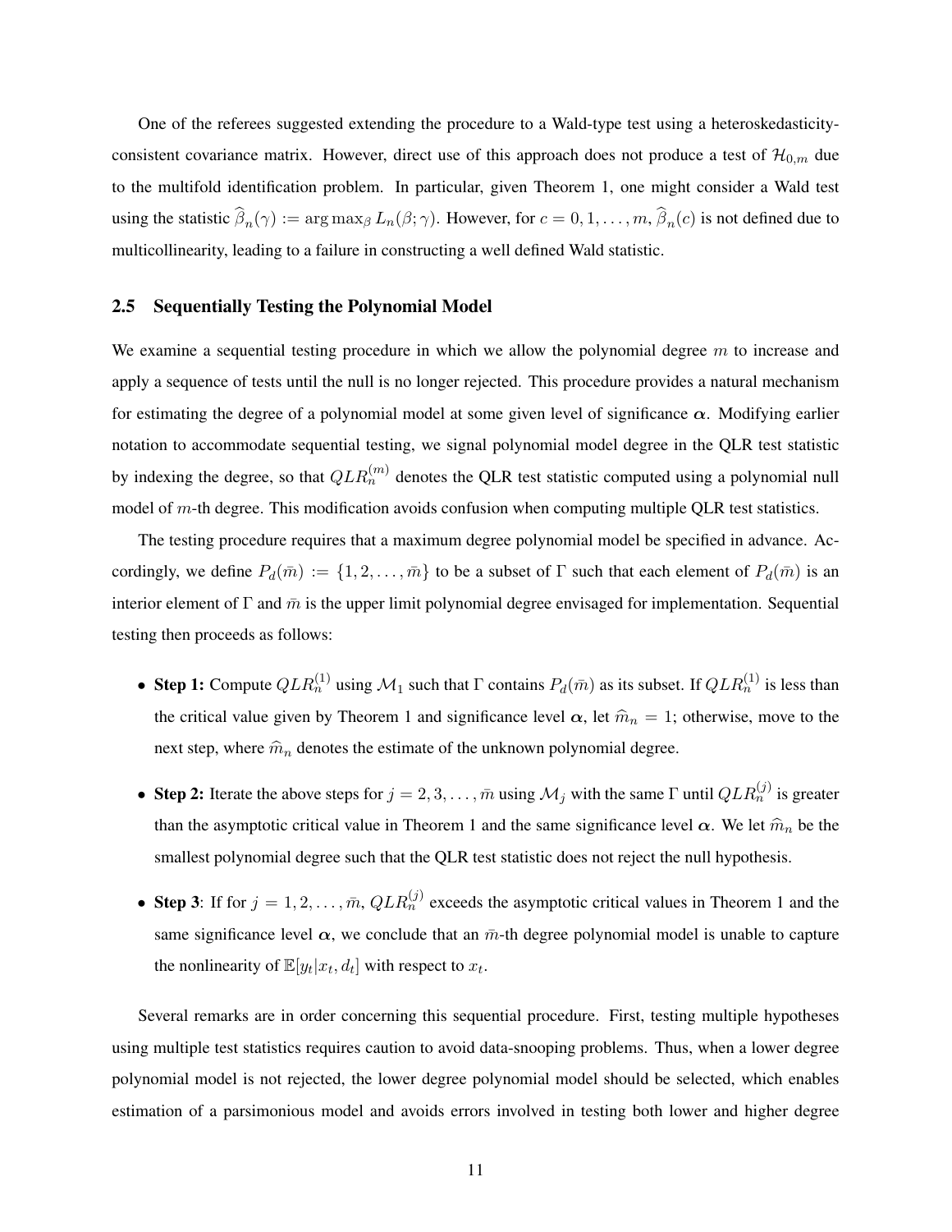One of the referees suggested extending the procedure to a Wald-type test using a heteroskedasticity-consistent covariance matrix. However, direct use of this approach does not produce a test of $\mathcal{H}_{0,m}$ due to the multifold identification problem. In particular, given Theorem 1, one might consider a Wald test using the statistic $\widehat{\beta}_n(\gamma) := \arg\max_{\beta} L_n(\beta;\gamma)$. However, for $c = 0, 1, \ldots, m$, $\widehat{\beta}_n(c)$ is not defined due to multicollinearity, leading to a failure in constructing a well defined Wald statistic.

## 2.5 Sequentially Testing the Polynomial Model

We examine a sequential testing procedure in which we allow the polynomial degree $m$ to increase and apply a sequence of tests until the null is no longer rejected. This procedure provides a natural mechanism for estimating the degree of a polynomial model at some given level of significance $\boldsymbol{\alpha}$. Modifying earlier notation to accommodate sequential testing, we signal polynomial model degree in the QLR test statistic by indexing the degree, so that $QLR_n^{(m)}$ denotes the QLR test statistic computed using a polynomial null model of $m$-th degree. This modification avoids confusion when computing multiple QLR test statistics.

The testing procedure requires that a maximum degree polynomial model be specified in advance. Accordingly, we define $P_d(\bar{m}) := \{1, 2, \ldots, \bar{m}\}$ to be a subset of $\Gamma$ such that each element of $P_d(\bar{m})$ is an interior element of $\Gamma$ and $\bar{m}$ is the upper limit polynomial degree envisaged for implementation. Sequential testing then proceeds as follows:

- **Step 1:** Compute $QLR_n^{(1)}$ using $\mathcal{M}_1$ such that $\Gamma$ contains $P_d(\bar{m})$ as its subset. If $QLR_n^{(1)}$ is less than the critical value given by Theorem 1 and significance level $\boldsymbol{\alpha}$, let $\widehat{m}_n = 1$; otherwise, move to the next step, where $\widehat{m}_n$ denotes the estimate of the unknown polynomial degree.
- **Step 2:** Iterate the above steps for $j = 2, 3, \ldots, \bar{m}$ using $\mathcal{M}_j$ with the same $\Gamma$ until $QLR_n^{(j)}$ is greater than the asymptotic critical value in Theorem 1 and the same significance level $\boldsymbol{\alpha}$. We let $\widehat{m}_n$ be the smallest polynomial degree such that the QLR test statistic does not reject the null hypothesis.
- **Step 3**: If for $j = 1, 2, \ldots, \bar{m}$, $QLR_n^{(j)}$ exceeds the asymptotic critical values in Theorem 1 and the same significance level $\boldsymbol{\alpha}$, we conclude that an $\bar{m}$-th degree polynomial model is unable to capture the nonlinearity of $\mathbb{E}[y_t|x_t, d_t]$ with respect to $x_t$.

Several remarks are in order concerning this sequential procedure. First, testing multiple hypotheses using multiple test statistics requires caution to avoid data-snooping problems. Thus, when a lower degree polynomial model is not rejected, the lower degree polynomial model should be selected, which enables estimation of a parsimonious model and avoids errors involved in testing both lower and higher degree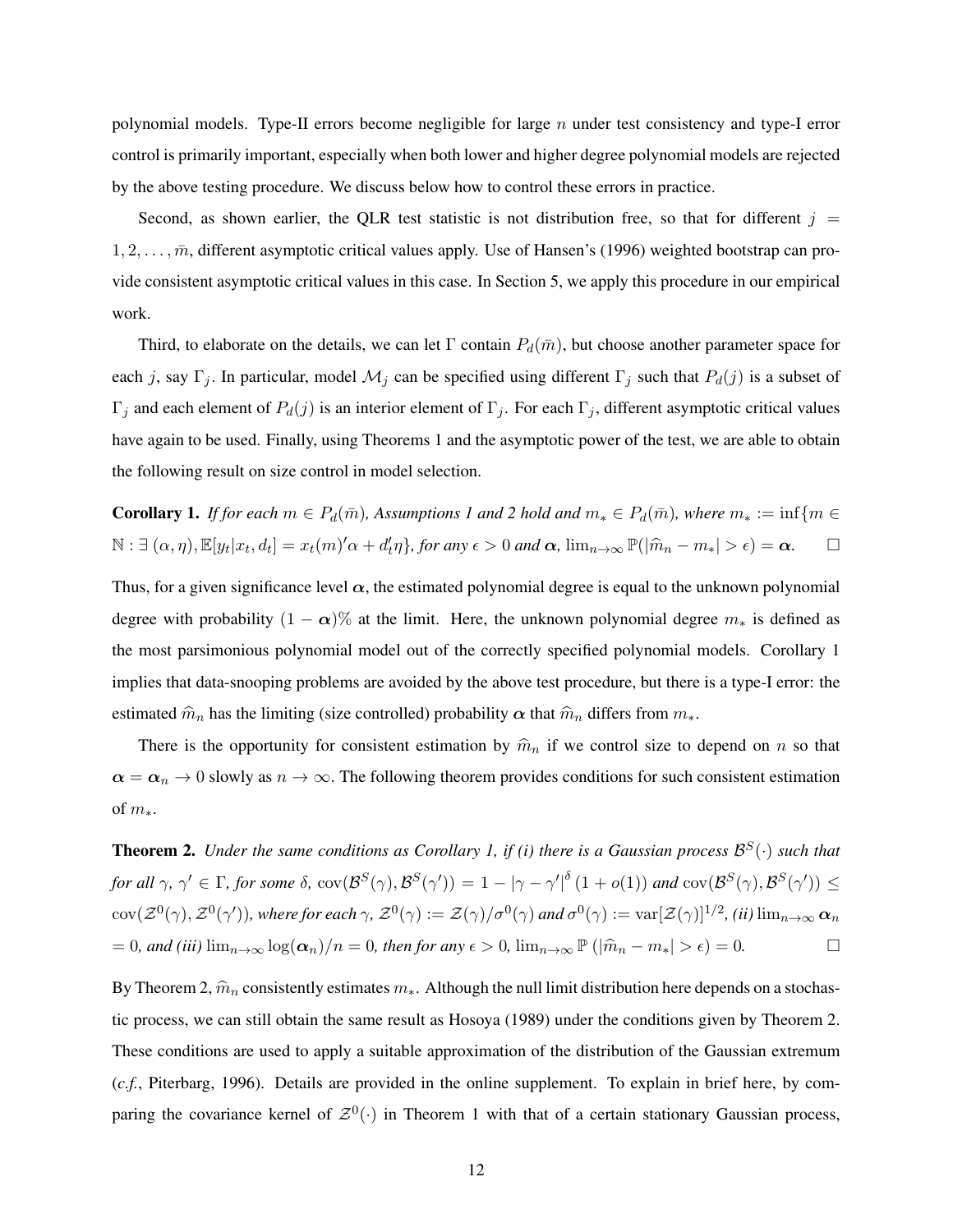polynomial models. Type-II errors become negligible for large $n$ under test consistency and type-I error control is primarily important, especially when both lower and higher degree polynomial models are rejected by the above testing procedure. We discuss below how to control these errors in practice.

Second, as shown earlier, the QLR test statistic is not distribution free, so that for different $j = 1, 2, \ldots, \bar{m}$, different asymptotic critical values apply. Use of Hansen's (1996) weighted bootstrap can provide consistent asymptotic critical values in this case. In Section 5, we apply this procedure in our empirical work.

Third, to elaborate on the details, we can let $\Gamma$ contain $P_d(\bar{m})$, but choose another parameter space for each $j$, say $\Gamma_j$. In particular, model $\mathcal{M}_j$ can be specified using different $\Gamma_j$ such that $P_d(j)$ is a subset of $\Gamma_j$ and each element of $P_d(j)$ is an interior element of $\Gamma_j$. For each $\Gamma_j$, different asymptotic critical values have again to be used. Finally, using Theorems 1 and the asymptotic power of the test, we are able to obtain the following result on size control in model selection.

**Corollary 1.** *If for each $m \in P_d(\bar{m})$, Assumptions 1 and 2 hold and $m_* \in P_d(\bar{m})$, where $m_* := \inf\{m \in \mathbb{N} : \exists\, (\alpha, \eta), \mathbb{E}[y_t|x_t, d_t] = x_t(m)'\alpha + d_t'\eta\}$, for any $\epsilon > 0$ and $\boldsymbol{\alpha}$, $\lim_{n\to\infty} \mathbb{P}(|\widehat{m}_n - m_*| > \epsilon) = \boldsymbol{\alpha}$.* $\square$

Thus, for a given significance level $\boldsymbol{\alpha}$, the estimated polynomial degree is equal to the unknown polynomial degree with probability $(1 - \boldsymbol{\alpha})\%$ at the limit. Here, the unknown polynomial degree $m_*$ is defined as the most parsimonious polynomial model out of the correctly specified polynomial models. Corollary 1 implies that data-snooping problems are avoided by the above test procedure, but there is a type-I error: the estimated $\widehat{m}_n$ has the limiting (size controlled) probability $\boldsymbol{\alpha}$ that $\widehat{m}_n$ differs from $m_*$.

There is the opportunity for consistent estimation by $\widehat{m}_n$ if we control size to depend on $n$ so that $\boldsymbol{\alpha} = \boldsymbol{\alpha}_n \to 0$ slowly as $n \to \infty$. The following theorem provides conditions for such consistent estimation of $m_*$.

**Theorem 2.** *Under the same conditions as Corollary 1, if (i) there is a Gaussian process $\mathcal{B}^S(\cdot)$ such that for all $\gamma$, $\gamma' \in \Gamma$, for some $\delta$, $\mathrm{cov}(\mathcal{B}^S(\gamma), \mathcal{B}^S(\gamma')) = 1 - |\gamma - \gamma'|^\delta (1 + o(1))$ and $\mathrm{cov}(\mathcal{B}^S(\gamma), \mathcal{B}^S(\gamma')) \leq \mathrm{cov}(\mathcal{Z}^0(\gamma), \mathcal{Z}^0(\gamma'))$, where for each $\gamma$, $\mathcal{Z}^0(\gamma) := \mathcal{Z}(\gamma)/\sigma^0(\gamma)$ and $\sigma^0(\gamma) := \mathrm{var}[\mathcal{Z}(\gamma)]^{1/2}$, (ii) $\lim_{n\to\infty} \boldsymbol{\alpha}_n = 0$, and (iii) $\lim_{n\to\infty} \log(\boldsymbol{\alpha}_n)/n = 0$, then for any $\epsilon > 0$, $\lim_{n\to\infty} \mathbb{P}\left(|\widehat{m}_n - m_*| > \epsilon\right) = 0$.* $\square$

By Theorem 2, $\widehat{m}_n$ consistently estimates $m_*$. Although the null limit distribution here depends on a stochastic process, we can still obtain the same result as Hosoya (1989) under the conditions given by Theorem 2. These conditions are used to apply a suitable approximation of the distribution of the Gaussian extremum (*c.f.*, Piterbarg, 1996). Details are provided in the online supplement. To explain in brief here, by comparing the covariance kernel of $\mathcal{Z}^0(\cdot)$ in Theorem 1 with that of a certain stationary Gaussian process,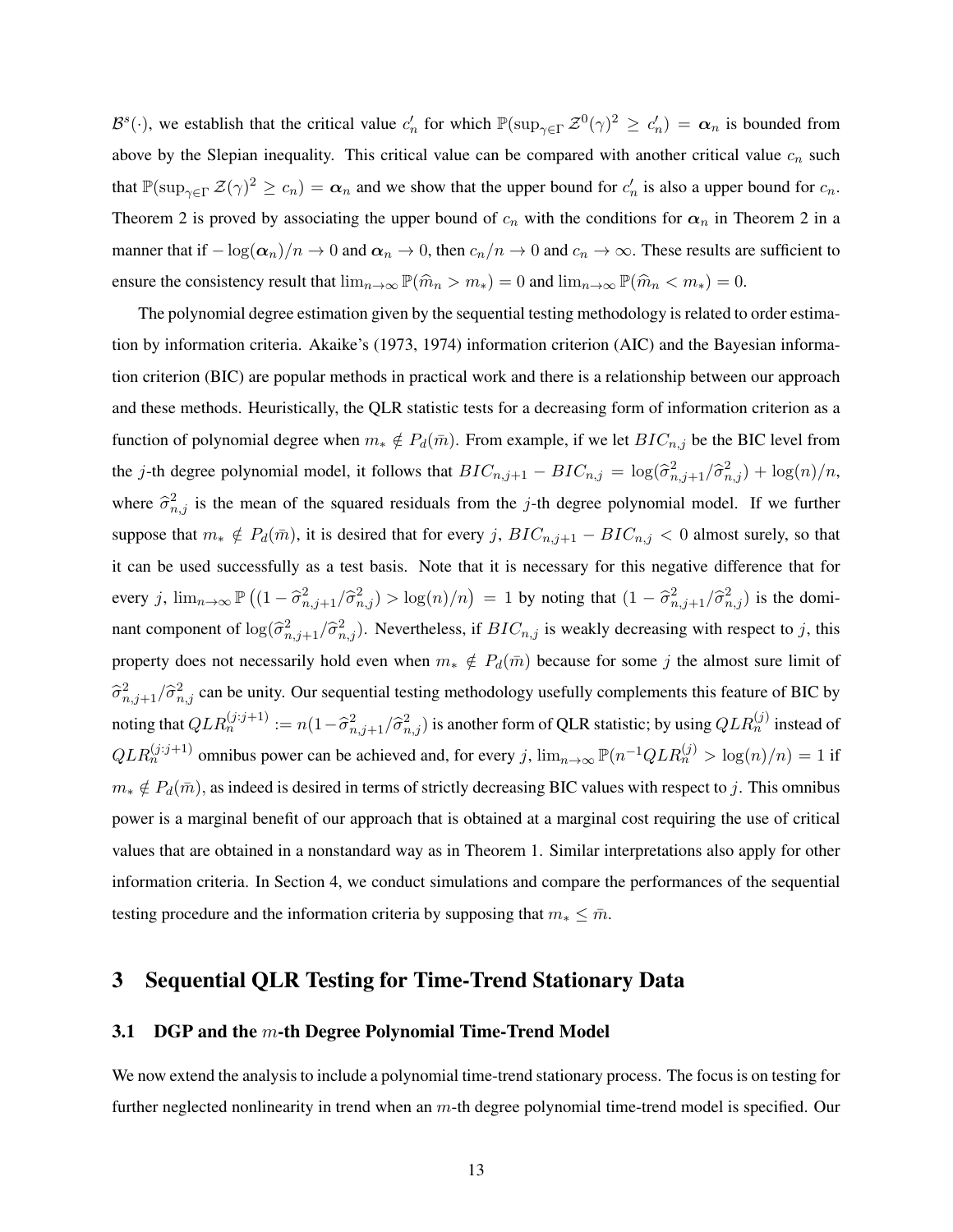$\mathcal{B}^s(\cdot)$, we establish that the critical value $c_n'$ for which $\mathbb{P}(\sup_{\gamma\in\Gamma}\mathcal{Z}^0(\gamma)^2 \geq c_n') = \boldsymbol{\alpha}_n$ is bounded from above by the Slepian inequality. This critical value can be compared with another critical value $c_n$ such that $\mathbb{P}(\sup_{\gamma\in\Gamma}\mathcal{Z}(\gamma)^2 \geq c_n) = \boldsymbol{\alpha}_n$ and we show that the upper bound for $c_n'$ is also a upper bound for $c_n$. Theorem 2 is proved by associating the upper bound of $c_n$ with the conditions for $\boldsymbol{\alpha}_n$ in Theorem 2 in a manner that if $-\log(\boldsymbol{\alpha}_n)/n \to 0$ and $\boldsymbol{\alpha}_n \to 0$, then $c_n/n \to 0$ and $c_n \to \infty$. These results are sufficient to ensure the consistency result that $\lim_{n\to\infty}\mathbb{P}(\widehat{m}_n > m_*) = 0$ and $\lim_{n\to\infty}\mathbb{P}(\widehat{m}_n < m_*) = 0$.

The polynomial degree estimation given by the sequential testing methodology is related to order estimation by information criteria. Akaike's (1973, 1974) information criterion (AIC) and the Bayesian information criterion (BIC) are popular methods in practical work and there is a relationship between our approach and these methods. Heuristically, the QLR statistic tests for a decreasing form of information criterion as a function of polynomial degree when $m_* \notin P_d(\bar{m})$. From example, if we let $BIC_{n,j}$ be the BIC level from the $j$-th degree polynomial model, it follows that $BIC_{n,j+1} - BIC_{n,j} = \log(\widehat{\sigma}^2_{n,j+1}/\widehat{\sigma}^2_{n,j}) + \log(n)/n$, where $\widehat{\sigma}^2_{n,j}$ is the mean of the squared residuals from the $j$-th degree polynomial model. If we further suppose that $m_* \notin P_d(\bar{m})$, it is desired that for every $j$, $BIC_{n,j+1} - BIC_{n,j} < 0$ almost surely, so that it can be used successfully as a test basis. Note that it is necessary for this negative difference that for every $j$, $\lim_{n\to\infty}\mathbb{P}\left((1 - \widehat{\sigma}^2_{n,j+1}/\widehat{\sigma}^2_{n,j}) > \log(n)/n\right) = 1$ by noting that $(1 - \widehat{\sigma}^2_{n,j+1}/\widehat{\sigma}^2_{n,j})$ is the dominant component of $\log(\widehat{\sigma}^2_{n,j+1}/\widehat{\sigma}^2_{n,j})$. Nevertheless, if $BIC_{n,j}$ is weakly decreasing with respect to $j$, this property does not necessarily hold even when $m_* \notin P_d(\bar{m})$ because for some $j$ the almost sure limit of $\widehat{\sigma}^2_{n,j+1}/\widehat{\sigma}^2_{n,j}$ can be unity. Our sequential testing methodology usefully complements this feature of BIC by noting that $QLR_n^{(j:j+1)} := n(1 - \widehat{\sigma}^2_{n,j+1}/\widehat{\sigma}^2_{n,j})$ is another form of QLR statistic; by using $QLR_n^{(j)}$ instead of $QLR_n^{(j:j+1)}$ omnibus power can be achieved and, for every $j$, $\lim_{n\to\infty}\mathbb{P}(n^{-1}QLR_n^{(j)} > \log(n)/n) = 1$ if $m_* \notin P_d(\bar{m})$, as indeed is desired in terms of strictly decreasing BIC values with respect to $j$. This omnibus power is a marginal benefit of our approach that is obtained at a marginal cost requiring the use of critical values that are obtained in a nonstandard way as in Theorem 1. Similar interpretations also apply for other information criteria. In Section 4, we conduct simulations and compare the performances of the sequential testing procedure and the information criteria by supposing that $m_* \leq \bar{m}$.

# 3 Sequential QLR Testing for Time-Trend Stationary Data

## 3.1 DGP and the $m$-th Degree Polynomial Time-Trend Model

We now extend the analysis to include a polynomial time-trend stationary process. The focus is on testing for further neglected nonlinearity in trend when an $m$-th degree polynomial time-trend model is specified. Our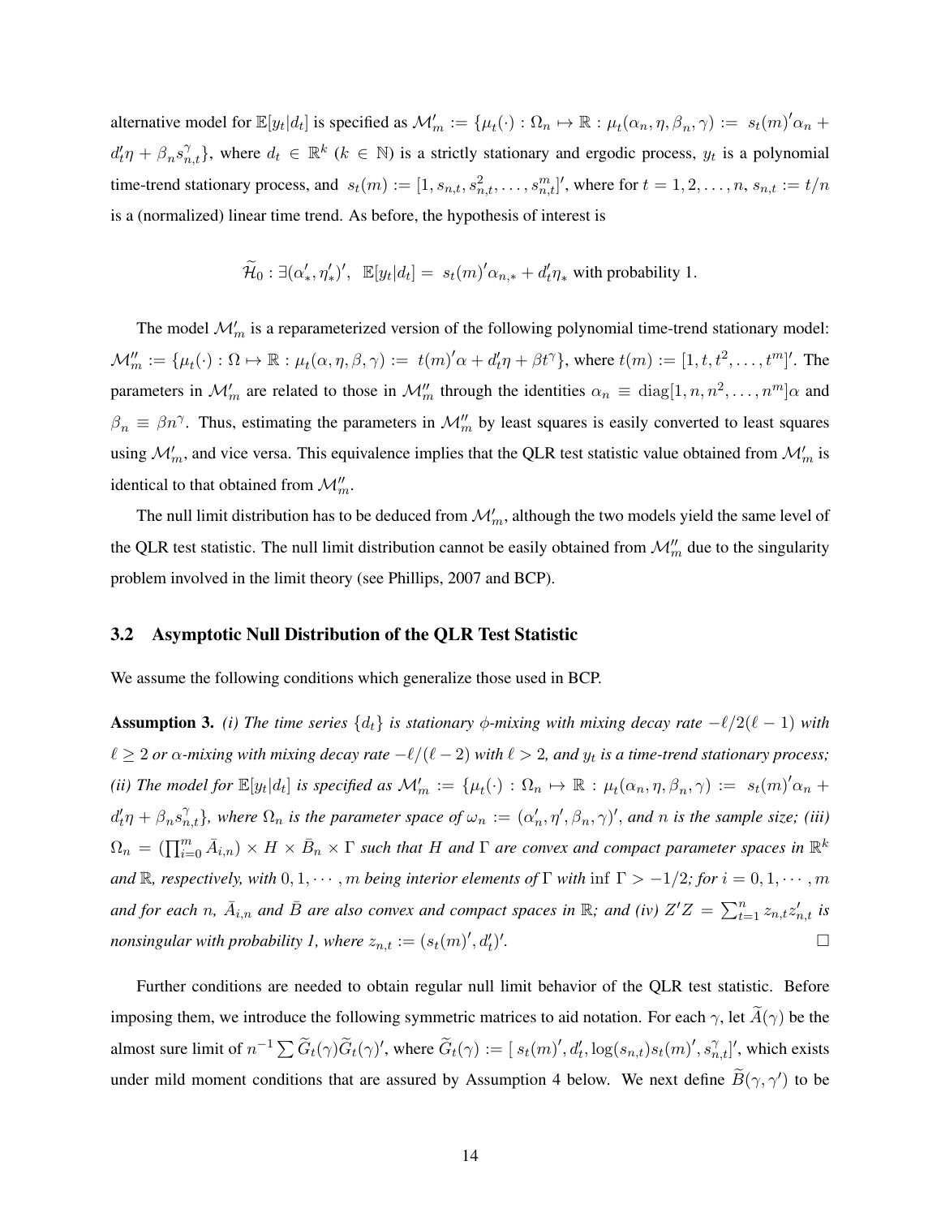alternative model for $\mathbb{E}[y_t|d_t]$ is specified as $\mathcal{M}_m' := \{\mu_t(\cdot) : \Omega_n \mapsto \mathbb{R} : \mu_t(\alpha_n, \eta, \beta_n, \gamma) := s_t(m)'\alpha_n + d_t'\eta + \beta_n s_{n,t}^{\gamma}\}$, where $d_t \in \mathbb{R}^k$ ($k \in \mathbb{N}$) is a strictly stationary and ergodic process, $y_t$ is a polynomial time-trend stationary process, and $s_t(m) := [1, s_{n,t}, s_{n,t}^2, \ldots, s_{n,t}^m]'$, where for $t = 1, 2, \ldots, n$, $s_{n,t} := t/n$ is a (normalized) linear time trend. As before, the hypothesis of interest is

$$\widetilde{\mathcal{H}}_0 : \exists(\alpha_*', \eta_*')', \;\; \mathbb{E}[y_t|d_t] = s_t(m)'\alpha_{n,*} + d_t'\eta_* \text{ with probability 1.}$$

The model $\mathcal{M}_m'$ is a reparameterized version of the following polynomial time-trend stationary model: $\mathcal{M}_m'' := \{\mu_t(\cdot) : \Omega \mapsto \mathbb{R} : \mu_t(\alpha, \eta, \beta, \gamma) := t(m)'\alpha + d_t'\eta + \beta t^{\gamma}\}$, where $t(m) := [1, t, t^2, \ldots, t^m]'$. The parameters in $\mathcal{M}_m'$ are related to those in $\mathcal{M}_m''$ through the identities $\alpha_n \equiv \mathrm{diag}[1, n, n^2, \ldots, n^m]\alpha$ and $\beta_n \equiv \beta n^{\gamma}$. Thus, estimating the parameters in $\mathcal{M}_m''$ by least squares is easily converted to least squares using $\mathcal{M}_m'$, and vice versa. This equivalence implies that the QLR test statistic value obtained from $\mathcal{M}_m'$ is identical to that obtained from $\mathcal{M}_m''$.

The null limit distribution has to be deduced from $\mathcal{M}_m'$, although the two models yield the same level of the QLR test statistic. The null limit distribution cannot be easily obtained from $\mathcal{M}_m''$ due to the singularity problem involved in the limit theory (see Phillips, 2007 and BCP).

### 3.2 Asymptotic Null Distribution of the QLR Test Statistic

We assume the following conditions which generalize those used in BCP.

**Assumption 3.** *(i) The time series $\{d_t\}$ is stationary $\phi$-mixing with mixing decay rate $-\ell/2(\ell-1)$ with $\ell \geq 2$ or $\alpha$-mixing with mixing decay rate $-\ell/(\ell-2)$ with $\ell > 2$, and $y_t$ is a time-trend stationary process; (ii) The model for $\mathbb{E}[y_t|d_t]$ is specified as $\mathcal{M}_m' := \{\mu_t(\cdot) : \Omega_n \mapsto \mathbb{R} : \mu_t(\alpha_n, \eta, \beta_n, \gamma) := s_t(m)'\alpha_n + d_t'\eta + \beta_n s_{n,t}^{\gamma}\}$, where $\Omega_n$ is the parameter space of $\omega_n := (\alpha_n', \eta', \beta_n, \gamma)'$, and $n$ is the sample size; (iii) $\Omega_n = (\prod_{i=0}^{m} \bar{A}_{i,n}) \times H \times \bar{B}_n \times \Gamma$ such that $H$ and $\Gamma$ are convex and compact parameter spaces in $\mathbb{R}^k$ and $\mathbb{R}$, respectively, with $0, 1, \cdots, m$ being interior elements of $\Gamma$ with $\inf \Gamma > -1/2$; for $i = 0, 1, \cdots, m$ and for each $n$, $\bar{A}_{i,n}$ and $\bar{B}$ are also convex and compact spaces in $\mathbb{R}$; and (iv) $Z'Z = \sum_{t=1}^{n} z_{n,t}z_{n,t}'$ is nonsingular with probability 1, where $z_{n,t} := (s_t(m)', d_t')'$.* □

Further conditions are needed to obtain regular null limit behavior of the QLR test statistic. Before imposing them, we introduce the following symmetric matrices to aid notation. For each $\gamma$, let $\widetilde{A}(\gamma)$ be the almost sure limit of $n^{-1} \sum \widetilde{G}_t(\gamma)\widetilde{G}_t(\gamma)'$, where $\widetilde{G}_t(\gamma) := [\, s_t(m)', d_t', \log(s_{n,t})s_t(m)', s_{n,t}^{\gamma}]'$, which exists under mild moment conditions that are assured by Assumption 4 below. We next define $\widetilde{B}(\gamma, \gamma')$ to be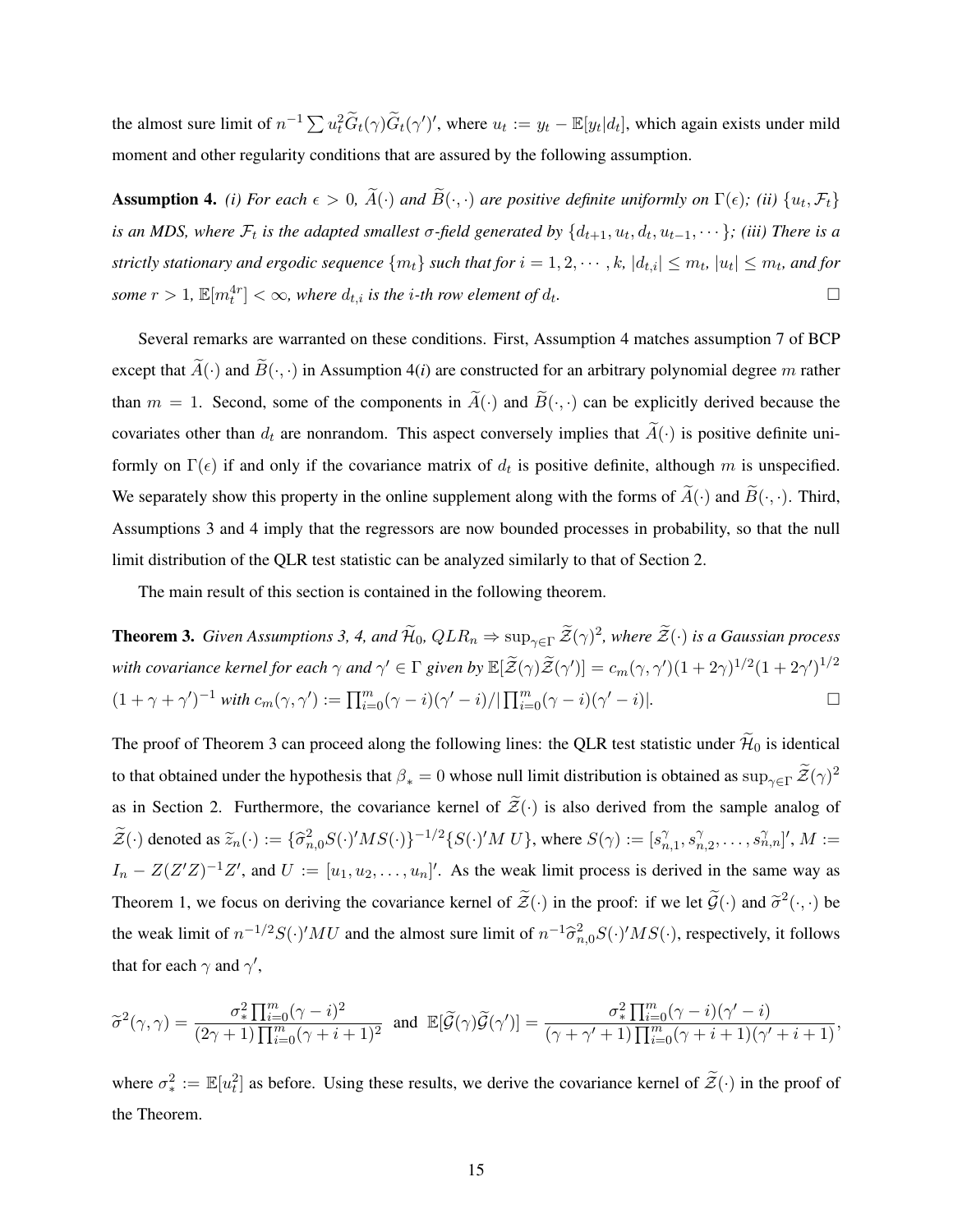the almost sure limit of $n^{-1}\sum u_t^2 \widetilde{G}_t(\gamma)\widetilde{G}_t(\gamma')'$, where $u_t := y_t - \mathbb{E}[y_t|d_t]$, which again exists under mild moment and other regularity conditions that are assured by the following assumption.

**Assumption 4.** *(i) For each $\epsilon > 0$, $\widetilde{A}(\cdot)$ and $\widetilde{B}(\cdot,\cdot)$ are positive definite uniformly on $\Gamma(\epsilon)$; (ii) $\{u_t, \mathcal{F}_t\}$ is an MDS, where $\mathcal{F}_t$ is the adapted smallest $\sigma$-field generated by $\{d_{t+1}, u_t, d_t, u_{t-1}, \cdots\}$; (iii) There is a strictly stationary and ergodic sequence $\{m_t\}$ such that for $i = 1, 2, \cdots, k$, $|d_{t,i}| \leq m_t$, $|u_t| \leq m_t$, and for some $r > 1$, $\mathbb{E}[m_t^{4r}] < \infty$, where $d_{t,i}$ is the $i$-th row element of $d_t$.* □

Several remarks are warranted on these conditions. First, Assumption 4 matches assumption 7 of BCP except that $\widetilde{A}(\cdot)$ and $\widetilde{B}(\cdot,\cdot)$ in Assumption 4(*i*) are constructed for an arbitrary polynomial degree $m$ rather than $m = 1$. Second, some of the components in $\widetilde{A}(\cdot)$ and $\widetilde{B}(\cdot,\cdot)$ can be explicitly derived because the covariates other than $d_t$ are nonrandom. This aspect conversely implies that $\widetilde{A}(\cdot)$ is positive definite uniformly on $\Gamma(\epsilon)$ if and only if the covariance matrix of $d_t$ is positive definite, although $m$ is unspecified. We separately show this property in the online supplement along with the forms of $\widetilde{A}(\cdot)$ and $\widetilde{B}(\cdot,\cdot)$. Third, Assumptions 3 and 4 imply that the regressors are now bounded processes in probability, so that the null limit distribution of the QLR test statistic can be analyzed similarly to that of Section 2.

The main result of this section is contained in the following theorem.

**Theorem 3.** *Given Assumptions 3, 4, and $\widetilde{\mathcal{H}}_0$, $QLR_n \Rightarrow \sup_{\gamma\in\Gamma} \widetilde{\mathcal{Z}}(\gamma)^2$, where $\widetilde{\mathcal{Z}}(\cdot)$ is a Gaussian process with covariance kernel for each $\gamma$ and $\gamma' \in \Gamma$ given by $\mathbb{E}[\widetilde{\mathcal{Z}}(\gamma)\widetilde{\mathcal{Z}}(\gamma')] = c_m(\gamma,\gamma')(1+2\gamma)^{1/2}(1+2\gamma')^{1/2}$ $(1+\gamma+\gamma')^{-1}$ with $c_m(\gamma,\gamma') := \prod_{i=0}^m(\gamma-i)(\gamma'-i)/|\prod_{i=0}^m(\gamma-i)(\gamma'-i)|$.* □

The proof of Theorem 3 can proceed along the following lines: the QLR test statistic under $\widetilde{\mathcal{H}}_0$ is identical to that obtained under the hypothesis that $\beta_* = 0$ whose null limit distribution is obtained as $\sup_{\gamma\in\Gamma} \widetilde{\mathcal{Z}}(\gamma)^2$ as in Section 2. Furthermore, the covariance kernel of $\widetilde{\mathcal{Z}}(\cdot)$ is also derived from the sample analog of $\widetilde{\mathcal{Z}}(\cdot)$ denoted as $\widetilde{z}_n(\cdot) := \{\widehat{\sigma}_{n,0}^2 S(\cdot)'MS(\cdot)\}^{-1/2}\{S(\cdot)'M\,U\}$, where $S(\gamma) := [s_{n,1}^\gamma, s_{n,2}^\gamma, \ldots, s_{n,n}^\gamma]'$, $M := I_n - Z(Z'Z)^{-1}Z'$, and $U := [u_1, u_2, \ldots, u_n]'$. As the weak limit process is derived in the same way as Theorem 1, we focus on deriving the covariance kernel of $\widetilde{\mathcal{Z}}(\cdot)$ in the proof: if we let $\widetilde{\mathcal{G}}(\cdot)$ and $\widetilde{\sigma}^2(\cdot,\cdot)$ be the weak limit of $n^{-1/2}S(\cdot)'MU$ and the almost sure limit of $n^{-1}\widehat{\sigma}_{n,0}^2 S(\cdot)'MS(\cdot)$, respectively, it follows that for each $\gamma$ and $\gamma'$,

$$\widetilde{\sigma}^2(\gamma,\gamma) = \frac{\sigma_*^2\prod_{i=0}^m(\gamma-i)^2}{(2\gamma+1)\prod_{i=0}^m(\gamma+i+1)^2} \quad \text{and} \quad \mathbb{E}[\widetilde{\mathcal{G}}(\gamma)\widetilde{\mathcal{G}}(\gamma')] = \frac{\sigma_*^2\prod_{i=0}^m(\gamma-i)(\gamma'-i)}{(\gamma+\gamma'+1)\prod_{i=0}^m(\gamma+i+1)(\gamma'+i+1)},$$

where $\sigma_*^2 := \mathbb{E}[u_t^2]$ as before. Using these results, we derive the covariance kernel of $\widetilde{\mathcal{Z}}(\cdot)$ in the proof of the Theorem.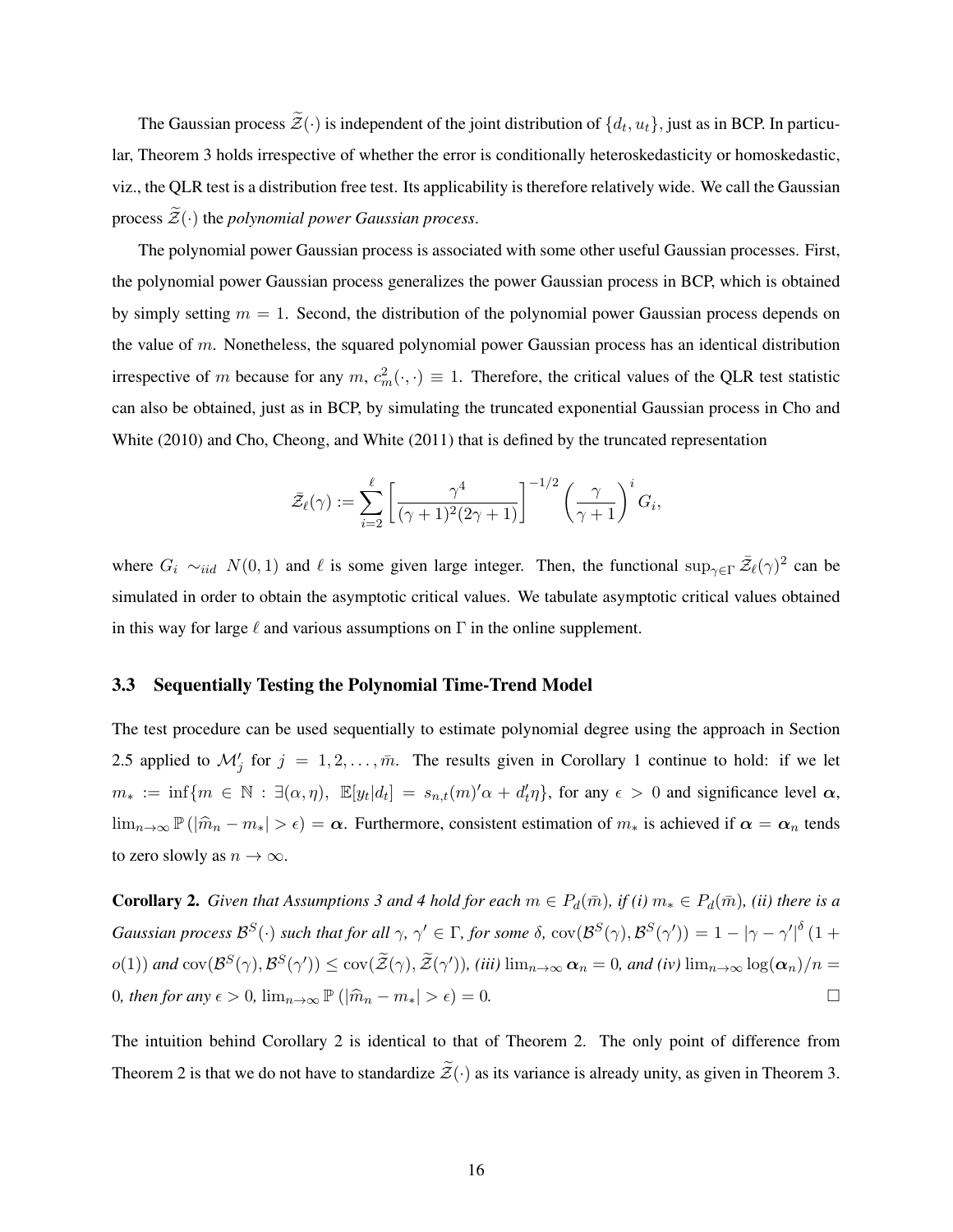The Gaussian process $\widetilde{\mathcal{Z}}(\cdot)$ is independent of the joint distribution of $\{d_t, u_t\}$, just as in BCP. In particular, Theorem 3 holds irrespective of whether the error is conditionally heteroskedasticity or homoskedastic, viz., the QLR test is a distribution free test. Its applicability is therefore relatively wide. We call the Gaussian process $\widetilde{\mathcal{Z}}(\cdot)$ the *polynomial power Gaussian process*.

The polynomial power Gaussian process is associated with some other useful Gaussian processes. First, the polynomial power Gaussian process generalizes the power Gaussian process in BCP, which is obtained by simply setting $m = 1$. Second, the distribution of the polynomial power Gaussian process depends on the value of $m$. Nonetheless, the squared polynomial power Gaussian process has an identical distribution irrespective of $m$ because for any $m$, $c_m^2(\cdot, \cdot) \equiv 1$. Therefore, the critical values of the QLR test statistic can also be obtained, just as in BCP, by simulating the truncated exponential Gaussian process in Cho and White (2010) and Cho, Cheong, and White (2011) that is defined by the truncated representation

$$\bar{\mathcal{Z}}_\ell(\gamma) := \sum_{i=2}^{\ell} \left[ \frac{\gamma^4}{(\gamma+1)^2(2\gamma+1)} \right]^{-1/2} \left( \frac{\gamma}{\gamma+1} \right)^i G_i,$$

where $G_i \sim_{iid} N(0,1)$ and $\ell$ is some given large integer. Then, the functional $\sup_{\gamma \in \Gamma} \bar{\mathcal{Z}}_\ell(\gamma)^2$ can be simulated in order to obtain the asymptotic critical values. We tabulate asymptotic critical values obtained in this way for large $\ell$ and various assumptions on $\Gamma$ in the online supplement.

### 3.3 Sequentially Testing the Polynomial Time-Trend Model

The test procedure can be used sequentially to estimate polynomial degree using the approach in Section 2.5 applied to $\mathcal{M}_j'$ for $j = 1, 2, \ldots, \bar{m}$. The results given in Corollary 1 continue to hold: if we let $m_* := \inf\{m \in \mathbb{N} : \exists(\alpha, \eta),\ \mathbb{E}[y_t|d_t] = s_{n,t}(m)'\alpha + d_t'\eta\}$, for any $\epsilon > 0$ and significance level $\boldsymbol{\alpha}$, $\lim_{n\to\infty} \mathbb{P}(|\widehat{m}_n - m_*| > \epsilon) = \boldsymbol{\alpha}$. Furthermore, consistent estimation of $m_*$ is achieved if $\boldsymbol{\alpha} = \boldsymbol{\alpha}_n$ tends to zero slowly as $n \to \infty$.

**Corollary 2.** *Given that Assumptions 3 and 4 hold for each $m \in P_d(\bar{m})$, if (i) $m_* \in P_d(\bar{m})$, (ii) there is a Gaussian process $\mathcal{B}^S(\cdot)$ such that for all $\gamma, \gamma' \in \Gamma$, for some $\delta$, $\mathrm{cov}(\mathcal{B}^S(\gamma), \mathcal{B}^S(\gamma')) = 1 - |\gamma - \gamma'|^\delta (1 + o(1))$ and $\mathrm{cov}(\mathcal{B}^S(\gamma), \mathcal{B}^S(\gamma')) \le \mathrm{cov}(\widetilde{\mathcal{Z}}(\gamma), \widetilde{\mathcal{Z}}(\gamma'))$, (iii) $\lim_{n\to\infty} \boldsymbol{\alpha}_n = 0$, and (iv) $\lim_{n\to\infty} \log(\boldsymbol{\alpha}_n)/n = 0$, then for any $\epsilon > 0$, $\lim_{n\to\infty} \mathbb{P}(|\widehat{m}_n - m_*| > \epsilon) = 0$.* □

The intuition behind Corollary 2 is identical to that of Theorem 2. The only point of difference from Theorem 2 is that we do not have to standardize $\widetilde{\mathcal{Z}}(\cdot)$ as its variance is already unity, as given in Theorem 3.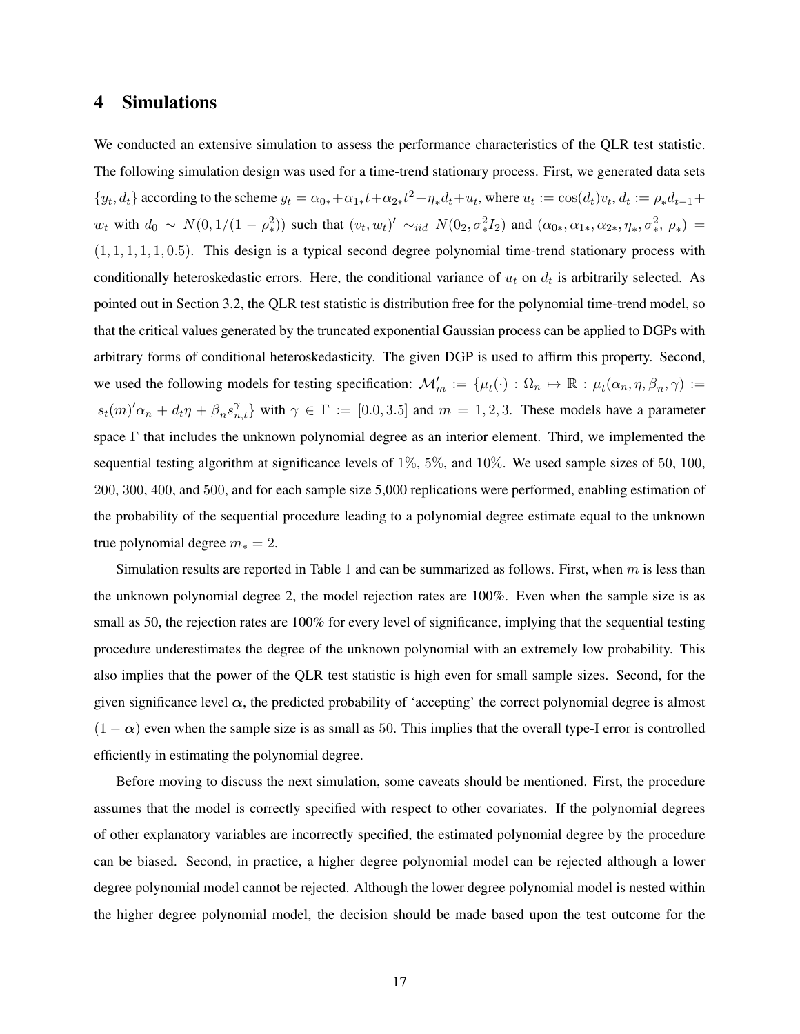# 4 Simulations

We conducted an extensive simulation to assess the performance characteristics of the QLR test statistic. The following simulation design was used for a time-trend stationary process. First, we generated data sets $\{y_t, d_t\}$ according to the scheme $y_t = \alpha_{0*} + \alpha_{1*}t + \alpha_{2*}t^2 + \eta_* d_t + u_t$, where $u_t := \cos(d_t)v_t$, $d_t := \rho_* d_{t-1} + w_t$ with $d_0 \sim N(0, 1/(1-\rho_*^2))$ such that $(v_t, w_t)' \sim_{iid} N(0_2, \sigma_*^2 I_2)$ and $(\alpha_{0*}, \alpha_{1*}, \alpha_{2*}, \eta_*, \sigma_*^2, \rho_*) = (1, 1, 1, 1, 1, 0.5)$. This design is a typical second degree polynomial time-trend stationary process with conditionally heteroskedastic errors. Here, the conditional variance of $u_t$ on $d_t$ is arbitrarily selected. As pointed out in Section 3.2, the QLR test statistic is distribution free for the polynomial time-trend model, so that the critical values generated by the truncated exponential Gaussian process can be applied to DGPs with arbitrary forms of conditional heteroskedasticity. The given DGP is used to affirm this property. Second, we used the following models for testing specification: $\mathcal{M}'_m := \{\mu_t(\cdot) : \Omega_n \mapsto \mathbb{R} : \mu_t(\alpha_n, \eta, \beta_n, \gamma) := s_t(m)'\alpha_n + d_t\eta + \beta_n s_{n,t}^{\gamma}\}$ with $\gamma \in \Gamma := [0.0, 3.5]$ and $m = 1, 2, 3$. These models have a parameter space $\Gamma$ that includes the unknown polynomial degree as an interior element. Third, we implemented the sequential testing algorithm at significance levels of $1\%$, $5\%$, and $10\%$. We used sample sizes of $50$, $100$, $200$, $300$, $400$, and $500$, and for each sample size 5,000 replications were performed, enabling estimation of the probability of the sequential procedure leading to a polynomial degree estimate equal to the unknown true polynomial degree $m_* = 2$.

Simulation results are reported in Table 1 and can be summarized as follows. First, when $m$ is less than the unknown polynomial degree 2, the model rejection rates are 100%. Even when the sample size is as small as 50, the rejection rates are 100% for every level of significance, implying that the sequential testing procedure underestimates the degree of the unknown polynomial with an extremely low probability. This also implies that the power of the QLR test statistic is high even for small sample sizes. Second, for the given significance level $\boldsymbol{\alpha}$, the predicted probability of 'accepting' the correct polynomial degree is almost $(1 - \boldsymbol{\alpha})$ even when the sample size is as small as $50$. This implies that the overall type-I error is controlled efficiently in estimating the polynomial degree.

Before moving to discuss the next simulation, some caveats should be mentioned. First, the procedure assumes that the model is correctly specified with respect to other covariates. If the polynomial degrees of other explanatory variables are incorrectly specified, the estimated polynomial degree by the procedure can be biased. Second, in practice, a higher degree polynomial model can be rejected although a lower degree polynomial model cannot be rejected. Although the lower degree polynomial model is nested within the higher degree polynomial model, the decision should be made based upon the test outcome for the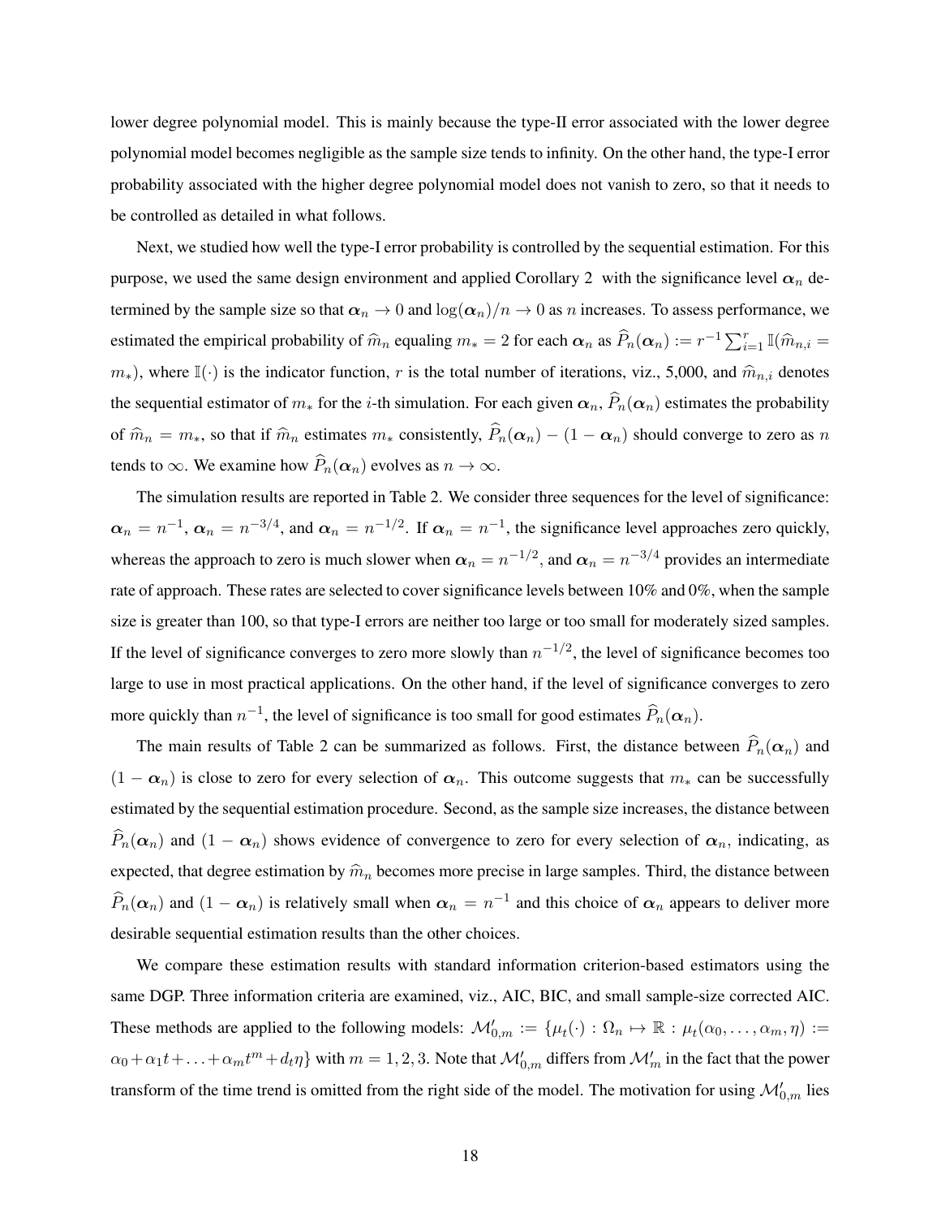lower degree polynomial model. This is mainly because the type-II error associated with the lower degree polynomial model becomes negligible as the sample size tends to infinity. On the other hand, the type-I error probability associated with the higher degree polynomial model does not vanish to zero, so that it needs to be controlled as detailed in what follows.

Next, we studied how well the type-I error probability is controlled by the sequential estimation. For this purpose, we used the same design environment and applied Corollary 2 with the significance level $\boldsymbol{\alpha}_n$ determined by the sample size so that $\boldsymbol{\alpha}_n \to 0$ and $\log(\boldsymbol{\alpha}_n)/n \to 0$ as $n$ increases. To assess performance, we estimated the empirical probability of $\widehat{m}_n$ equaling $m_* = 2$ for each $\boldsymbol{\alpha}_n$ as $\widehat{P}_n(\boldsymbol{\alpha}_n) := r^{-1}\sum_{i=1}^{r} \mathbb{I}(\widehat{m}_{n,i} = m_*)$, where $\mathbb{I}(\cdot)$ is the indicator function, $r$ is the total number of iterations, viz., 5,000, and $\widehat{m}_{n,i}$ denotes the sequential estimator of $m_*$ for the $i$-th simulation. For each given $\boldsymbol{\alpha}_n$, $\widehat{P}_n(\boldsymbol{\alpha}_n)$ estimates the probability of $\widehat{m}_n = m_*$, so that if $\widehat{m}_n$ estimates $m_*$ consistently, $\widehat{P}_n(\boldsymbol{\alpha}_n) - (1 - \boldsymbol{\alpha}_n)$ should converge to zero as $n$ tends to $\infty$. We examine how $\widehat{P}_n(\boldsymbol{\alpha}_n)$ evolves as $n \to \infty$.

The simulation results are reported in Table 2. We consider three sequences for the level of significance: $\boldsymbol{\alpha}_n = n^{-1}$, $\boldsymbol{\alpha}_n = n^{-3/4}$, and $\boldsymbol{\alpha}_n = n^{-1/2}$. If $\boldsymbol{\alpha}_n = n^{-1}$, the significance level approaches zero quickly, whereas the approach to zero is much slower when $\boldsymbol{\alpha}_n = n^{-1/2}$, and $\boldsymbol{\alpha}_n = n^{-3/4}$ provides an intermediate rate of approach. These rates are selected to cover significance levels between 10% and 0%, when the sample size is greater than 100, so that type-I errors are neither too large or too small for moderately sized samples. If the level of significance converges to zero more slowly than $n^{-1/2}$, the level of significance becomes too large to use in most practical applications. On the other hand, if the level of significance converges to zero more quickly than $n^{-1}$, the level of significance is too small for good estimates $\widehat{P}_n(\boldsymbol{\alpha}_n)$.

The main results of Table 2 can be summarized as follows. First, the distance between $\widehat{P}_n(\boldsymbol{\alpha}_n)$ and $(1 - \boldsymbol{\alpha}_n)$ is close to zero for every selection of $\boldsymbol{\alpha}_n$. This outcome suggests that $m_*$ can be successfully estimated by the sequential estimation procedure. Second, as the sample size increases, the distance between $\widehat{P}_n(\boldsymbol{\alpha}_n)$ and $(1 - \boldsymbol{\alpha}_n)$ shows evidence of convergence to zero for every selection of $\boldsymbol{\alpha}_n$, indicating, as expected, that degree estimation by $\widehat{m}_n$ becomes more precise in large samples. Third, the distance between $\widehat{P}_n(\boldsymbol{\alpha}_n)$ and $(1 - \boldsymbol{\alpha}_n)$ is relatively small when $\boldsymbol{\alpha}_n = n^{-1}$ and this choice of $\boldsymbol{\alpha}_n$ appears to deliver more desirable sequential estimation results than the other choices.

We compare these estimation results with standard information criterion-based estimators using the same DGP. Three information criteria are examined, viz., AIC, BIC, and small sample-size corrected AIC. These methods are applied to the following models: $\mathcal{M}'_{0,m} := \{\mu_t(\cdot) : \Omega_n \mapsto \mathbb{R} : \mu_t(\alpha_0, \ldots, \alpha_m, \eta) := \alpha_0 + \alpha_1 t + \ldots + \alpha_m t^m + d_t \eta\}$ with $m = 1, 2, 3$. Note that $\mathcal{M}'_{0,m}$ differs from $\mathcal{M}'_m$ in the fact that the power transform of the time trend is omitted from the right side of the model. The motivation for using $\mathcal{M}'_{0,m}$ lies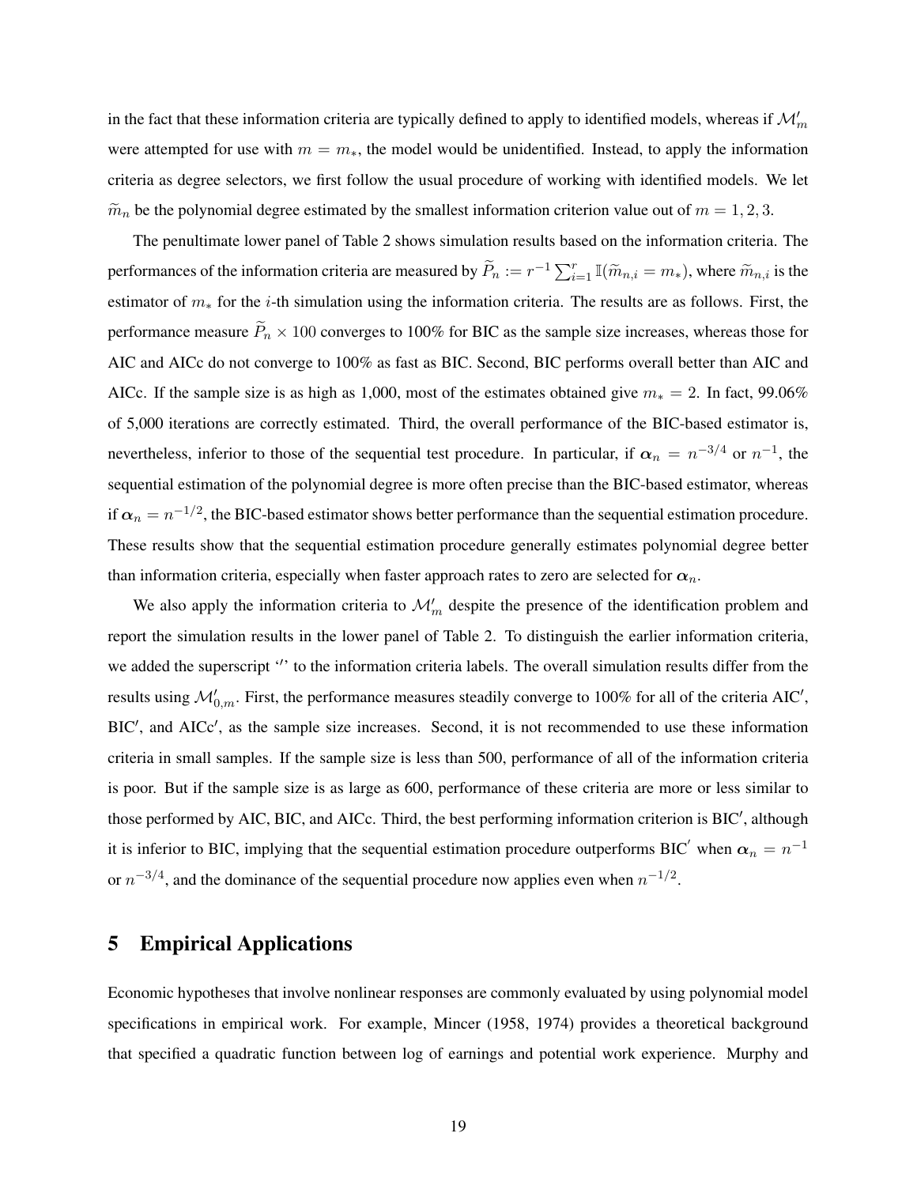in the fact that these information criteria are typically defined to apply to identified models, whereas if $\mathcal{M}'_m$ were attempted for use with $m = m_*$, the model would be unidentified. Instead, to apply the information criteria as degree selectors, we first follow the usual procedure of working with identified models. We let $\widetilde{m}_n$ be the polynomial degree estimated by the smallest information criterion value out of $m = 1, 2, 3$.

The penultimate lower panel of Table 2 shows simulation results based on the information criteria. The performances of the information criteria are measured by $\widetilde{P}_n := r^{-1} \sum_{i=1}^{r} \mathbb{I}(\widetilde{m}_{n,i} = m_*)$, where $\widetilde{m}_{n,i}$ is the estimator of $m_*$ for the $i$-th simulation using the information criteria. The results are as follows. First, the performance measure $\widetilde{P}_n \times 100$ converges to 100% for BIC as the sample size increases, whereas those for AIC and AICc do not converge to 100% as fast as BIC. Second, BIC performs overall better than AIC and AICc. If the sample size is as high as 1,000, most of the estimates obtained give $m_* = 2$. In fact, 99.06% of 5,000 iterations are correctly estimated. Third, the overall performance of the BIC-based estimator is, nevertheless, inferior to those of the sequential test procedure. In particular, if $\boldsymbol{\alpha}_n = n^{-3/4}$ or $n^{-1}$, the sequential estimation of the polynomial degree is more often precise than the BIC-based estimator, whereas if $\boldsymbol{\alpha}_n = n^{-1/2}$, the BIC-based estimator shows better performance than the sequential estimation procedure. These results show that the sequential estimation procedure generally estimates polynomial degree better than information criteria, especially when faster approach rates to zero are selected for $\boldsymbol{\alpha}_n$.

We also apply the information criteria to $\mathcal{M}'_m$ despite the presence of the identification problem and report the simulation results in the lower panel of Table 2. To distinguish the earlier information criteria, we added the superscript '′' to the information criteria labels. The overall simulation results differ from the results using $\mathcal{M}'_{0,m}$. First, the performance measures steadily converge to 100% for all of the criteria AIC′, BIC′, and AICc′, as the sample size increases. Second, it is not recommended to use these information criteria in small samples. If the sample size is less than 500, performance of all of the information criteria is poor. But if the sample size is as large as 600, performance of these criteria are more or less similar to those performed by AIC, BIC, and AICc. Third, the best performing information criterion is BIC′, although it is inferior to BIC, implying that the sequential estimation procedure outperforms BIC′ when $\boldsymbol{\alpha}_n = n^{-1}$ or $n^{-3/4}$, and the dominance of the sequential procedure now applies even when $n^{-1/2}$.

# 5 Empirical Applications

Economic hypotheses that involve nonlinear responses are commonly evaluated by using polynomial model specifications in empirical work. For example, Mincer (1958, 1974) provides a theoretical background that specified a quadratic function between log of earnings and potential work experience. Murphy and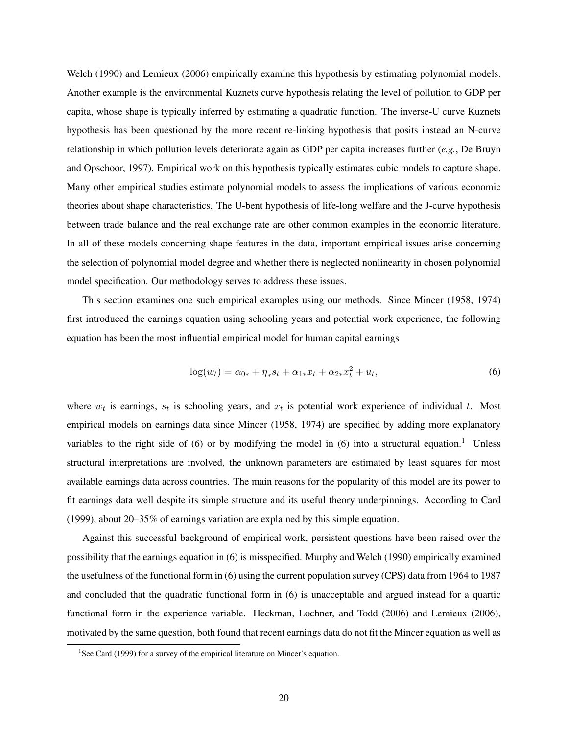Welch (1990) and Lemieux (2006) empirically examine this hypothesis by estimating polynomial models. Another example is the environmental Kuznets curve hypothesis relating the level of pollution to GDP per capita, whose shape is typically inferred by estimating a quadratic function. The inverse-U curve Kuznets hypothesis has been questioned by the more recent re-linking hypothesis that posits instead an N-curve relationship in which pollution levels deteriorate again as GDP per capita increases further (*e.g.*, De Bruyn and Opschoor, 1997). Empirical work on this hypothesis typically estimates cubic models to capture shape. Many other empirical studies estimate polynomial models to assess the implications of various economic theories about shape characteristics. The U-bent hypothesis of life-long welfare and the J-curve hypothesis between trade balance and the real exchange rate are other common examples in the economic literature. In all of these models concerning shape features in the data, important empirical issues arise concerning the selection of polynomial model degree and whether there is neglected nonlinearity in chosen polynomial model specification. Our methodology serves to address these issues.

This section examines one such empirical examples using our methods. Since Mincer (1958, 1974) first introduced the earnings equation using schooling years and potential work experience, the following equation has been the most influential empirical model for human capital earnings

$$\log(w_t) = \alpha_{0*} + \eta_* s_t + \alpha_{1*} x_t + \alpha_{2*} x_t^2 + u_t, \tag{6}$$

where $w_t$ is earnings, $s_t$ is schooling years, and $x_t$ is potential work experience of individual $t$. Most empirical models on earnings data since Mincer (1958, 1974) are specified by adding more explanatory variables to the right side of (6) or by modifying the model in (6) into a structural equation.[1] Unless structural interpretations are involved, the unknown parameters are estimated by least squares for most available earnings data across countries. The main reasons for the popularity of this model are its power to fit earnings data well despite its simple structure and its useful theory underpinnings. According to Card (1999), about 20–35% of earnings variation are explained by this simple equation.

Against this successful background of empirical work, persistent questions have been raised over the possibility that the earnings equation in (6) is misspecified. Murphy and Welch (1990) empirically examined the usefulness of the functional form in (6) using the current population survey (CPS) data from 1964 to 1987 and concluded that the quadratic functional form in (6) is unacceptable and argued instead for a quartic functional form in the experience variable. Heckman, Lochner, and Todd (2006) and Lemieux (2006), motivated by the same question, both found that recent earnings data do not fit the Mincer equation as well as

[1] See Card (1999) for a survey of the empirical literature on Mincer's equation.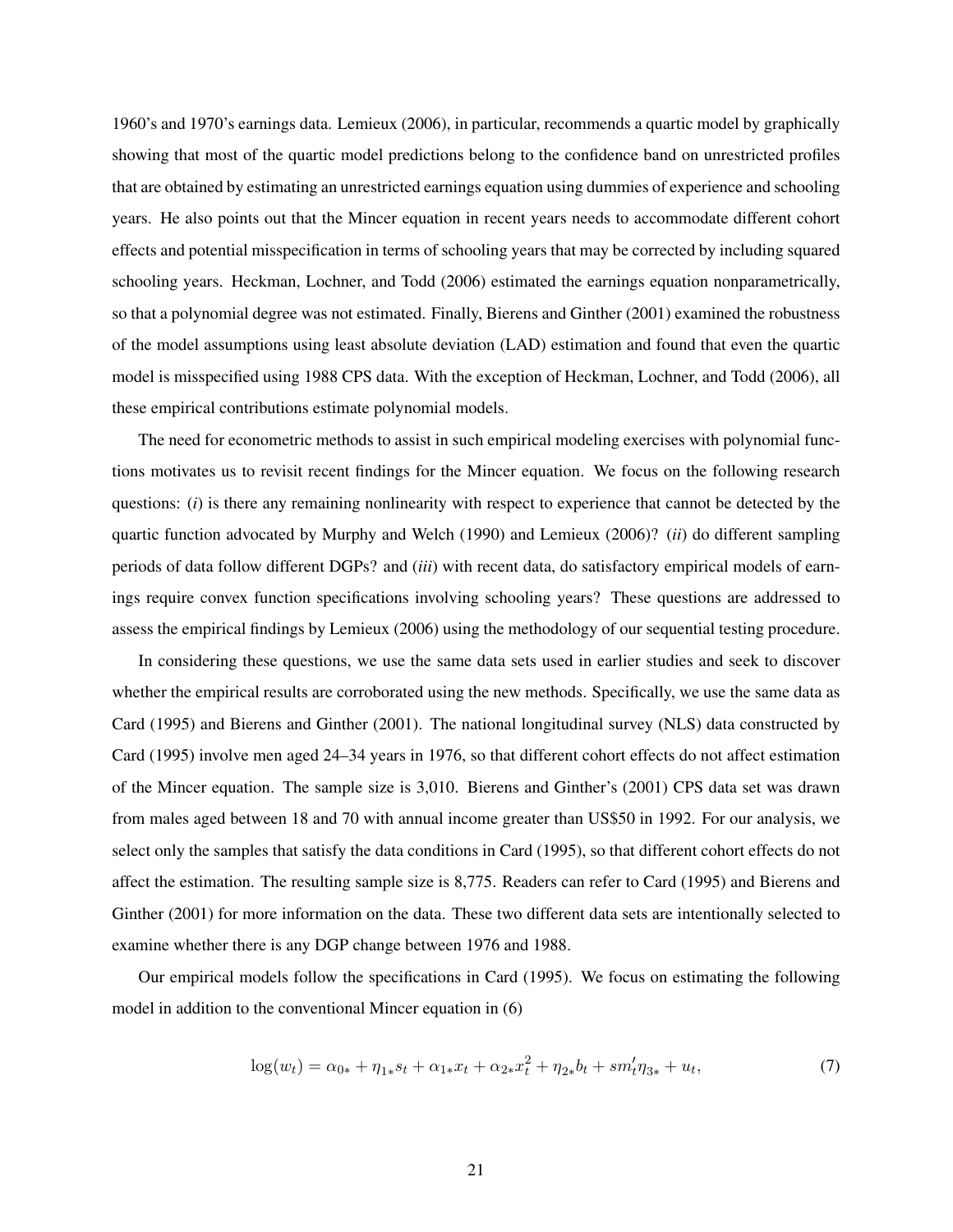1960's and 1970's earnings data. Lemieux (2006), in particular, recommends a quartic model by graphically showing that most of the quartic model predictions belong to the confidence band on unrestricted profiles that are obtained by estimating an unrestricted earnings equation using dummies of experience and schooling years. He also points out that the Mincer equation in recent years needs to accommodate different cohort effects and potential misspecification in terms of schooling years that may be corrected by including squared schooling years. Heckman, Lochner, and Todd (2006) estimated the earnings equation nonparametrically, so that a polynomial degree was not estimated. Finally, Bierens and Ginther (2001) examined the robustness of the model assumptions using least absolute deviation (LAD) estimation and found that even the quartic model is misspecified using 1988 CPS data. With the exception of Heckman, Lochner, and Todd (2006), all these empirical contributions estimate polynomial models.

The need for econometric methods to assist in such empirical modeling exercises with polynomial functions motivates us to revisit recent findings for the Mincer equation. We focus on the following research questions: (*i*) is there any remaining nonlinearity with respect to experience that cannot be detected by the quartic function advocated by Murphy and Welch (1990) and Lemieux (2006)? (*ii*) do different sampling periods of data follow different DGPs? and (*iii*) with recent data, do satisfactory empirical models of earnings require convex function specifications involving schooling years? These questions are addressed to assess the empirical findings by Lemieux (2006) using the methodology of our sequential testing procedure.

In considering these questions, we use the same data sets used in earlier studies and seek to discover whether the empirical results are corroborated using the new methods. Specifically, we use the same data as Card (1995) and Bierens and Ginther (2001). The national longitudinal survey (NLS) data constructed by Card (1995) involve men aged 24–34 years in 1976, so that different cohort effects do not affect estimation of the Mincer equation. The sample size is 3,010. Bierens and Ginther's (2001) CPS data set was drawn from males aged between 18 and 70 with annual income greater than US$50 in 1992. For our analysis, we select only the samples that satisfy the data conditions in Card (1995), so that different cohort effects do not affect the estimation. The resulting sample size is 8,775. Readers can refer to Card (1995) and Bierens and Ginther (2001) for more information on the data. These two different data sets are intentionally selected to examine whether there is any DGP change between 1976 and 1988.

Our empirical models follow the specifications in Card (1995). We focus on estimating the following model in addition to the conventional Mincer equation in (6)

$$\log(w_t) = \alpha_{0*} + \eta_{1*} s_t + \alpha_{1*} x_t + \alpha_{2*} x_t^2 + \eta_{2*} b_t + sm_t' \eta_{3*} + u_t, \tag{7}$$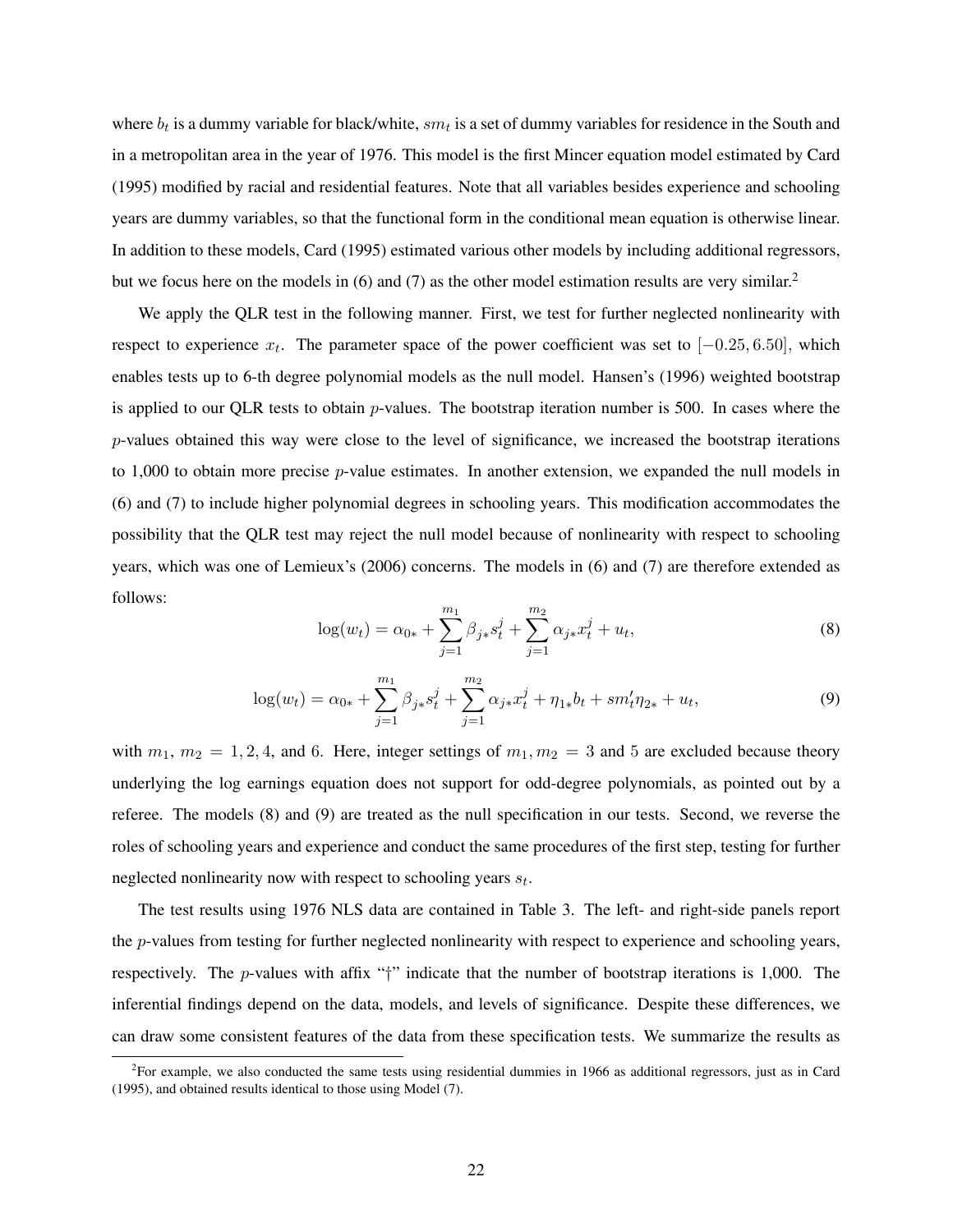where $b_t$ is a dummy variable for black/white, $sm_t$ is a set of dummy variables for residence in the South and in a metropolitan area in the year of 1976. This model is the first Mincer equation model estimated by Card (1995) modified by racial and residential features. Note that all variables besides experience and schooling years are dummy variables, so that the functional form in the conditional mean equation is otherwise linear. In addition to these models, Card (1995) estimated various other models by including additional regressors, but we focus here on the models in (6) and (7) as the other model estimation results are very similar.[2]

We apply the QLR test in the following manner. First, we test for further neglected nonlinearity with respect to experience $x_t$. The parameter space of the power coefficient was set to $[-0.25, 6.50]$, which enables tests up to 6-th degree polynomial models as the null model. Hansen's (1996) weighted bootstrap is applied to our QLR tests to obtain $p$-values. The bootstrap iteration number is 500. In cases where the $p$-values obtained this way were close to the level of significance, we increased the bootstrap iterations to 1,000 to obtain more precise $p$-value estimates. In another extension, we expanded the null models in (6) and (7) to include higher polynomial degrees in schooling years. This modification accommodates the possibility that the QLR test may reject the null model because of nonlinearity with respect to schooling years, which was one of Lemieux's (2006) concerns. The models in (6) and (7) are therefore extended as follows:

$$\log(w_t) = \alpha_{0*} + \sum_{j=1}^{m_1} \beta_{j*} s_t^j + \sum_{j=1}^{m_2} \alpha_{j*} x_t^j + u_t, \tag{8}$$

$$\log(w_t) = \alpha_{0*} + \sum_{j=1}^{m_1} \beta_{j*} s_t^j + \sum_{j=1}^{m_2} \alpha_{j*} x_t^j + \eta_{1*} b_t + sm_t' \eta_{2*} + u_t, \tag{9}$$

with $m_1$, $m_2 = 1, 2, 4$, and 6. Here, integer settings of $m_1, m_2 = 3$ and 5 are excluded because theory underlying the log earnings equation does not support for odd-degree polynomials, as pointed out by a referee. The models (8) and (9) are treated as the null specification in our tests. Second, we reverse the roles of schooling years and experience and conduct the same procedures of the first step, testing for further neglected nonlinearity now with respect to schooling years $s_t$.

The test results using 1976 NLS data are contained in Table 3. The left- and right-side panels report the $p$-values from testing for further neglected nonlinearity with respect to experience and schooling years, respectively. The $p$-values with affix "†" indicate that the number of bootstrap iterations is 1,000. The inferential findings depend on the data, models, and levels of significance. Despite these differences, we can draw some consistent features of the data from these specification tests. We summarize the results as

[2] For example, we also conducted the same tests using residential dummies in 1966 as additional regressors, just as in Card (1995), and obtained results identical to those using Model (7).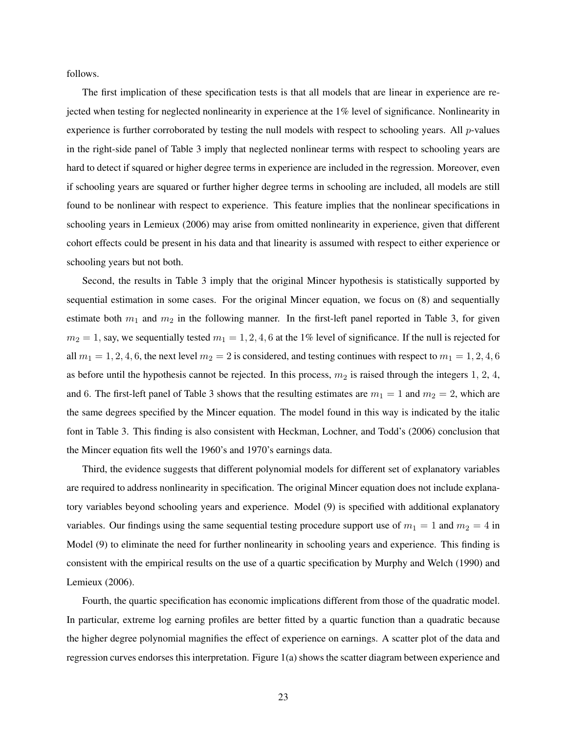follows.

The first implication of these specification tests is that all models that are linear in experience are rejected when testing for neglected nonlinearity in experience at the 1% level of significance. Nonlinearity in experience is further corroborated by testing the null models with respect to schooling years. All $p$-values in the right-side panel of Table 3 imply that neglected nonlinear terms with respect to schooling years are hard to detect if squared or higher degree terms in experience are included in the regression. Moreover, even if schooling years are squared or further higher degree terms in schooling are included, all models are still found to be nonlinear with respect to experience. This feature implies that the nonlinear specifications in schooling years in Lemieux (2006) may arise from omitted nonlinearity in experience, given that different cohort effects could be present in his data and that linearity is assumed with respect to either experience or schooling years but not both.

Second, the results in Table 3 imply that the original Mincer hypothesis is statistically supported by sequential estimation in some cases. For the original Mincer equation, we focus on (8) and sequentially estimate both $m_1$ and $m_2$ in the following manner. In the first-left panel reported in Table 3, for given $m_2 = 1$, say, we sequentially tested $m_1 = 1, 2, 4, 6$ at the 1% level of significance. If the null is rejected for all $m_1 = 1, 2, 4, 6$, the next level $m_2 = 2$ is considered, and testing continues with respect to $m_1 = 1, 2, 4, 6$ as before until the hypothesis cannot be rejected. In this process, $m_2$ is raised through the integers 1, 2, 4, and 6. The first-left panel of Table 3 shows that the resulting estimates are $m_1 = 1$ and $m_2 = 2$, which are the same degrees specified by the Mincer equation. The model found in this way is indicated by the italic font in Table 3. This finding is also consistent with Heckman, Lochner, and Todd's (2006) conclusion that the Mincer equation fits well the 1960's and 1970's earnings data.

Third, the evidence suggests that different polynomial models for different set of explanatory variables are required to address nonlinearity in specification. The original Mincer equation does not include explanatory variables beyond schooling years and experience. Model (9) is specified with additional explanatory variables. Our findings using the same sequential testing procedure support use of $m_1 = 1$ and $m_2 = 4$ in Model (9) to eliminate the need for further nonlinearity in schooling years and experience. This finding is consistent with the empirical results on the use of a quartic specification by Murphy and Welch (1990) and Lemieux (2006).

Fourth, the quartic specification has economic implications different from those of the quadratic model. In particular, extreme log earning profiles are better fitted by a quartic function than a quadratic because the higher degree polynomial magnifies the effect of experience on earnings. A scatter plot of the data and regression curves endorses this interpretation. Figure 1(a) shows the scatter diagram between experience and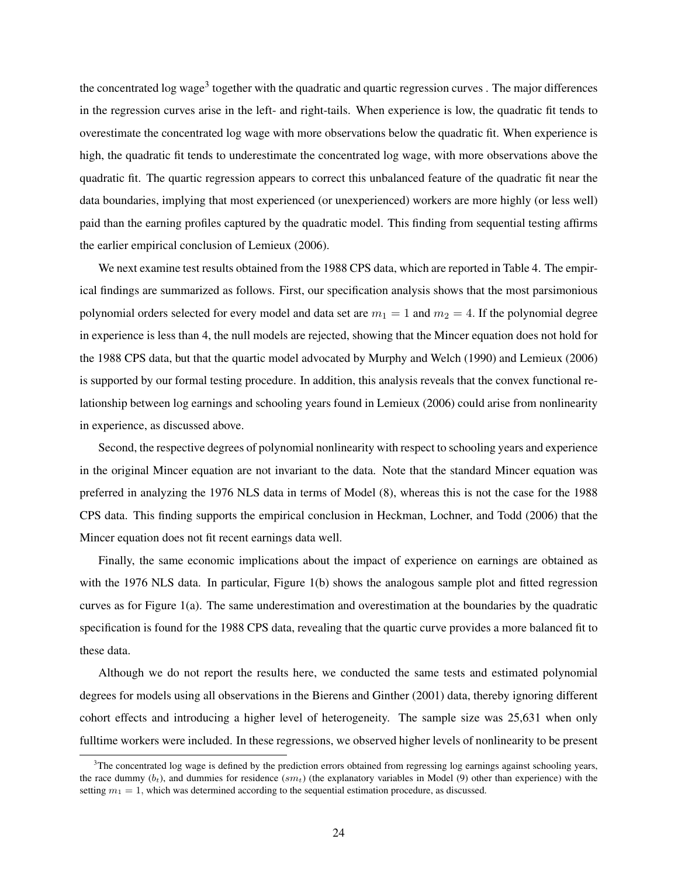the concentrated log wage[3] together with the quadratic and quartic regression curves . The major differences in the regression curves arise in the left- and right-tails. When experience is low, the quadratic fit tends to overestimate the concentrated log wage with more observations below the quadratic fit. When experience is high, the quadratic fit tends to underestimate the concentrated log wage, with more observations above the quadratic fit. The quartic regression appears to correct this unbalanced feature of the quadratic fit near the data boundaries, implying that most experienced (or unexperienced) workers are more highly (or less well) paid than the earning profiles captured by the quadratic model. This finding from sequential testing affirms the earlier empirical conclusion of Lemieux (2006).

We next examine test results obtained from the 1988 CPS data, which are reported in Table 4. The empirical findings are summarized as follows. First, our specification analysis shows that the most parsimonious polynomial orders selected for every model and data set are $m_1 = 1$ and $m_2 = 4$. If the polynomial degree in experience is less than 4, the null models are rejected, showing that the Mincer equation does not hold for the 1988 CPS data, but that the quartic model advocated by Murphy and Welch (1990) and Lemieux (2006) is supported by our formal testing procedure. In addition, this analysis reveals that the convex functional relationship between log earnings and schooling years found in Lemieux (2006) could arise from nonlinearity in experience, as discussed above.

Second, the respective degrees of polynomial nonlinearity with respect to schooling years and experience in the original Mincer equation are not invariant to the data. Note that the standard Mincer equation was preferred in analyzing the 1976 NLS data in terms of Model (8), whereas this is not the case for the 1988 CPS data. This finding supports the empirical conclusion in Heckman, Lochner, and Todd (2006) that the Mincer equation does not fit recent earnings data well.

Finally, the same economic implications about the impact of experience on earnings are obtained as with the 1976 NLS data. In particular, Figure 1(b) shows the analogous sample plot and fitted regression curves as for Figure 1(a). The same underestimation and overestimation at the boundaries by the quadratic specification is found for the 1988 CPS data, revealing that the quartic curve provides a more balanced fit to these data.

Although we do not report the results here, we conducted the same tests and estimated polynomial degrees for models using all observations in the Bierens and Ginther (2001) data, thereby ignoring different cohort effects and introducing a higher level of heterogeneity. The sample size was 25,631 when only fulltime workers were included. In these regressions, we observed higher levels of nonlinearity to be present

[3]The concentrated log wage is defined by the prediction errors obtained from regressing log earnings against schooling years, the race dummy ($b_t$), and dummies for residence ($sm_t$) (the explanatory variables in Model (9) other than experience) with the setting $m_1 = 1$, which was determined according to the sequential estimation procedure, as discussed.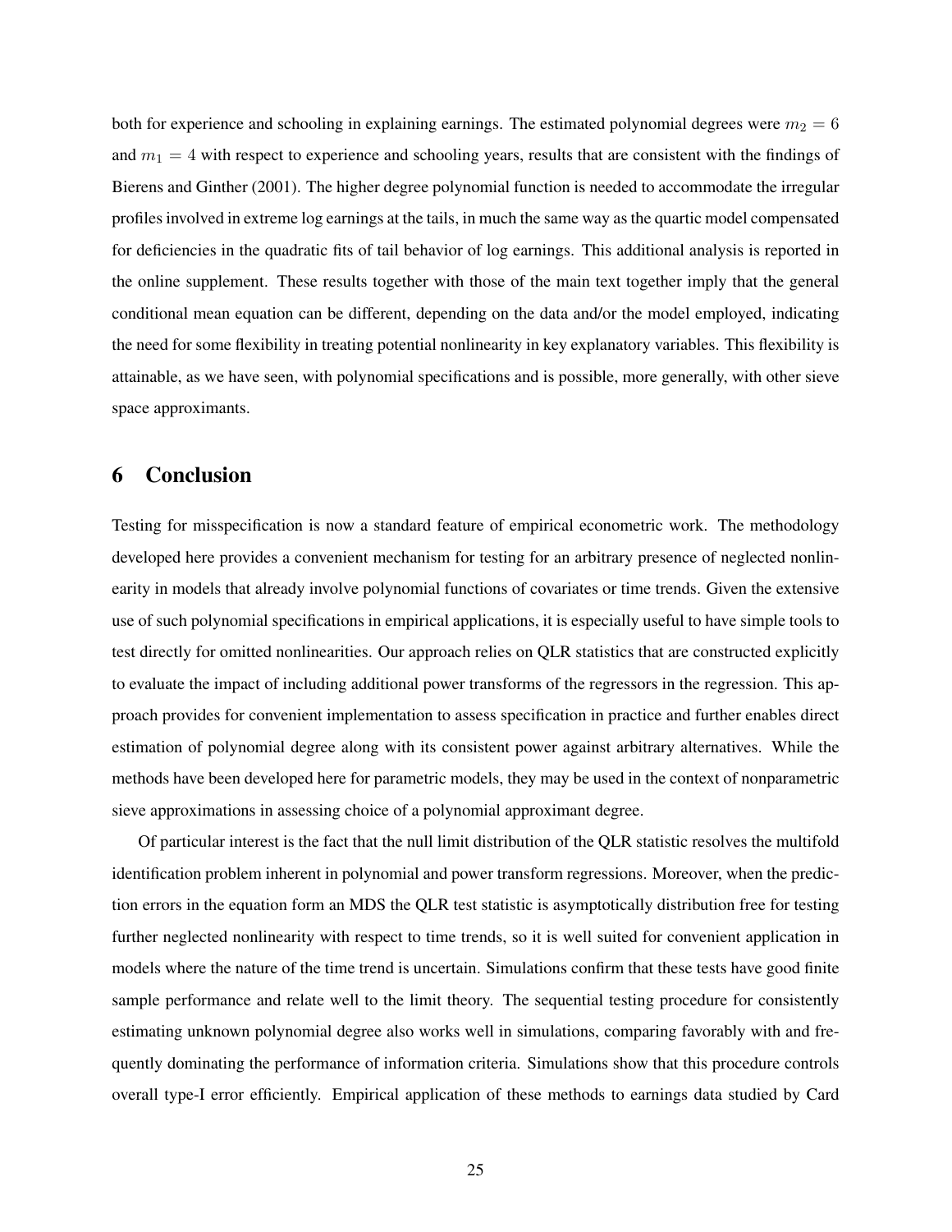both for experience and schooling in explaining earnings. The estimated polynomial degrees were $m_2 = 6$ and $m_1 = 4$ with respect to experience and schooling years, results that are consistent with the findings of Bierens and Ginther (2001). The higher degree polynomial function is needed to accommodate the irregular profiles involved in extreme log earnings at the tails, in much the same way as the quartic model compensated for deficiencies in the quadratic fits of tail behavior of log earnings. This additional analysis is reported in the online supplement. These results together with those of the main text together imply that the general conditional mean equation can be different, depending on the data and/or the model employed, indicating the need for some flexibility in treating potential nonlinearity in key explanatory variables. This flexibility is attainable, as we have seen, with polynomial specifications and is possible, more generally, with other sieve space approximants.

## 6 Conclusion

Testing for misspecification is now a standard feature of empirical econometric work. The methodology developed here provides a convenient mechanism for testing for an arbitrary presence of neglected nonlinearity in models that already involve polynomial functions of covariates or time trends. Given the extensive use of such polynomial specifications in empirical applications, it is especially useful to have simple tools to test directly for omitted nonlinearities. Our approach relies on QLR statistics that are constructed explicitly to evaluate the impact of including additional power transforms of the regressors in the regression. This approach provides for convenient implementation to assess specification in practice and further enables direct estimation of polynomial degree along with its consistent power against arbitrary alternatives. While the methods have been developed here for parametric models, they may be used in the context of nonparametric sieve approximations in assessing choice of a polynomial approximant degree.

Of particular interest is the fact that the null limit distribution of the QLR statistic resolves the multifold identification problem inherent in polynomial and power transform regressions. Moreover, when the prediction errors in the equation form an MDS the QLR test statistic is asymptotically distribution free for testing further neglected nonlinearity with respect to time trends, so it is well suited for convenient application in models where the nature of the time trend is uncertain. Simulations confirm that these tests have good finite sample performance and relate well to the limit theory. The sequential testing procedure for consistently estimating unknown polynomial degree also works well in simulations, comparing favorably with and frequently dominating the performance of information criteria. Simulations show that this procedure controls overall type-I error efficiently. Empirical application of these methods to earnings data studied by Card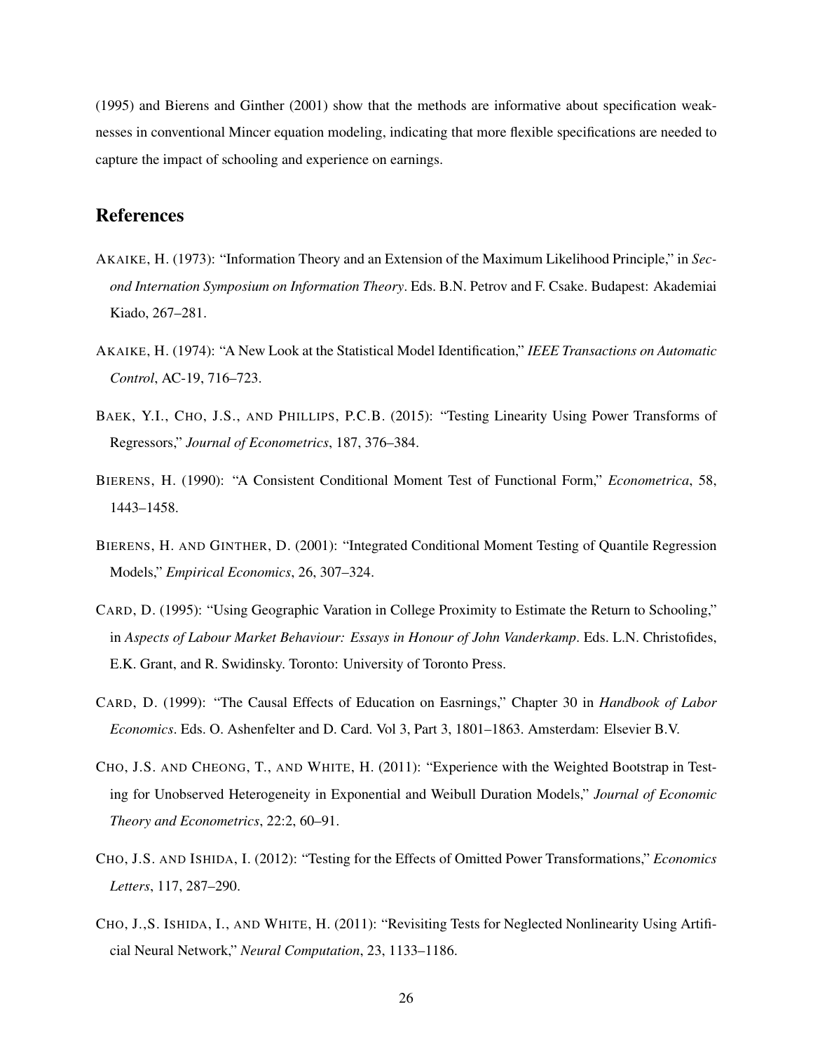(1995) and Bierens and Ginther (2001) show that the methods are informative about specification weaknesses in conventional Mincer equation modeling, indicating that more flexible specifications are needed to capture the impact of schooling and experience on earnings.

## References

AKAIKE, H. (1973): "Information Theory and an Extension of the Maximum Likelihood Principle," in *Second Internation Symposium on Information Theory*. Eds. B.N. Petrov and F. Csake. Budapest: Akademiai Kiado, 267–281.

AKAIKE, H. (1974): "A New Look at the Statistical Model Identification," *IEEE Transactions on Automatic Control*, AC-19, 716–723.

BAEK, Y.I., CHO, J.S., AND PHILLIPS, P.C.B. (2015): "Testing Linearity Using Power Transforms of Regressors," *Journal of Econometrics*, 187, 376–384.

BIERENS, H. (1990): "A Consistent Conditional Moment Test of Functional Form," *Econometrica*, 58, 1443–1458.

BIERENS, H. AND GINTHER, D. (2001): "Integrated Conditional Moment Testing of Quantile Regression Models," *Empirical Economics*, 26, 307–324.

CARD, D. (1995): "Using Geographic Varation in College Proximity to Estimate the Return to Schooling," in *Aspects of Labour Market Behaviour: Essays in Honour of John Vanderkamp*. Eds. L.N. Christofides, E.K. Grant, and R. Swidinsky. Toronto: University of Toronto Press.

CARD, D. (1999): "The Causal Effects of Education on Easrnings," Chapter 30 in *Handbook of Labor Economics*. Eds. O. Ashenfelter and D. Card. Vol 3, Part 3, 1801–1863. Amsterdam: Elsevier B.V.

CHO, J.S. AND CHEONG, T., AND WHITE, H. (2011): "Experience with the Weighted Bootstrap in Testing for Unobserved Heterogeneity in Exponential and Weibull Duration Models," *Journal of Economic Theory and Econometrics*, 22:2, 60–91.

CHO, J.S. AND ISHIDA, I. (2012): "Testing for the Effects of Omitted Power Transformations," *Economics Letters*, 117, 287–290.

CHO, J.,S. ISHIDA, I., AND WHITE, H. (2011): "Revisiting Tests for Neglected Nonlinearity Using Artificial Neural Network," *Neural Computation*, 23, 1133–1186.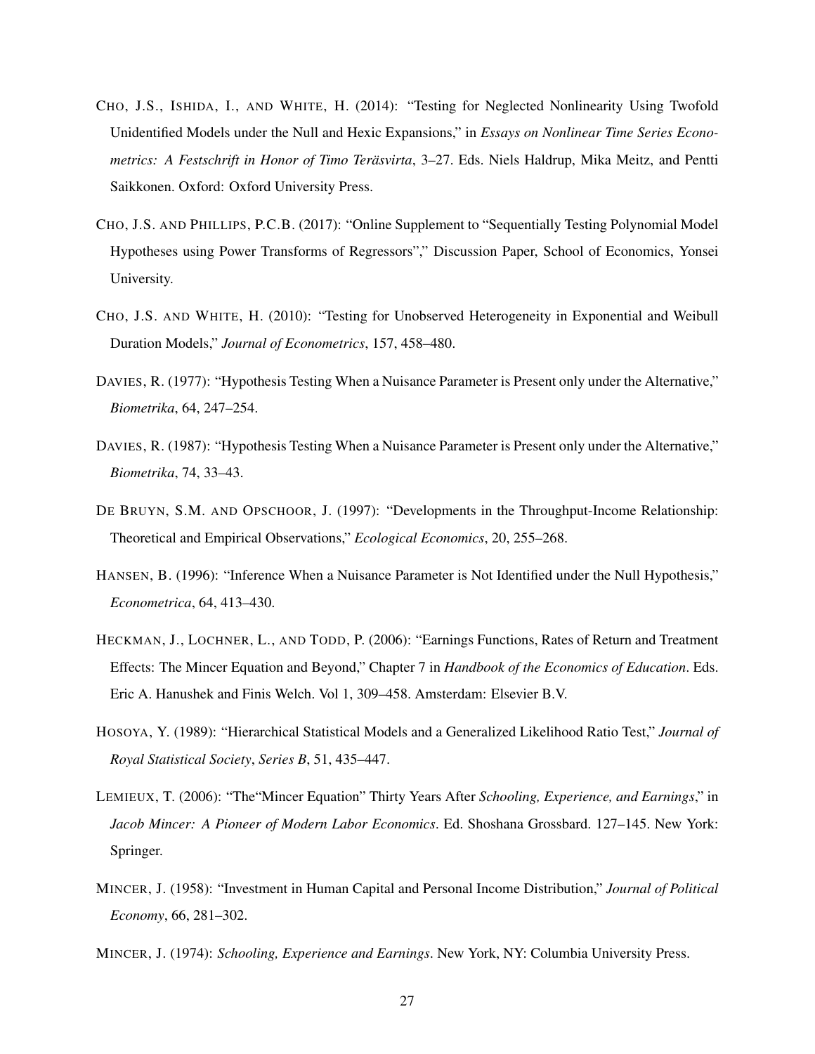CHO, J.S., ISHIDA, I., AND WHITE, H. (2014): "Testing for Neglected Nonlinearity Using Twofold Unidentified Models under the Null and Hexic Expansions," in *Essays on Nonlinear Time Series Econometrics: A Festschrift in Honor of Timo Teräsvirta*, 3–27. Eds. Niels Haldrup, Mika Meitz, and Pentti Saikkonen. Oxford: Oxford University Press.

CHO, J.S. AND PHILLIPS, P.C.B. (2017): "Online Supplement to "Sequentially Testing Polynomial Model Hypotheses using Power Transforms of Regressors"," Discussion Paper, School of Economics, Yonsei University.

CHO, J.S. AND WHITE, H. (2010): "Testing for Unobserved Heterogeneity in Exponential and Weibull Duration Models," *Journal of Econometrics*, 157, 458–480.

DAVIES, R. (1977): "Hypothesis Testing When a Nuisance Parameter is Present only under the Alternative," *Biometrika*, 64, 247–254.

DAVIES, R. (1987): "Hypothesis Testing When a Nuisance Parameter is Present only under the Alternative," *Biometrika*, 74, 33–43.

DE BRUYN, S.M. AND OPSCHOOR, J. (1997): "Developments in the Throughput-Income Relationship: Theoretical and Empirical Observations," *Ecological Economics*, 20, 255–268.

HANSEN, B. (1996): "Inference When a Nuisance Parameter is Not Identified under the Null Hypothesis," *Econometrica*, 64, 413–430.

HECKMAN, J., LOCHNER, L., AND TODD, P. (2006): "Earnings Functions, Rates of Return and Treatment Effects: The Mincer Equation and Beyond," Chapter 7 in *Handbook of the Economics of Education*. Eds. Eric A. Hanushek and Finis Welch. Vol 1, 309–458. Amsterdam: Elsevier B.V.

HOSOYA, Y. (1989): "Hierarchical Statistical Models and a Generalized Likelihood Ratio Test," *Journal of Royal Statistical Society*, *Series B*, 51, 435–447.

LEMIEUX, T. (2006): "The"Mincer Equation" Thirty Years After *Schooling, Experience, and Earnings*," in *Jacob Mincer: A Pioneer of Modern Labor Economics*. Ed. Shoshana Grossbard. 127–145. New York: Springer.

MINCER, J. (1958): "Investment in Human Capital and Personal Income Distribution," *Journal of Political Economy*, 66, 281–302.

MINCER, J. (1974): *Schooling, Experience and Earnings*. New York, NY: Columbia University Press.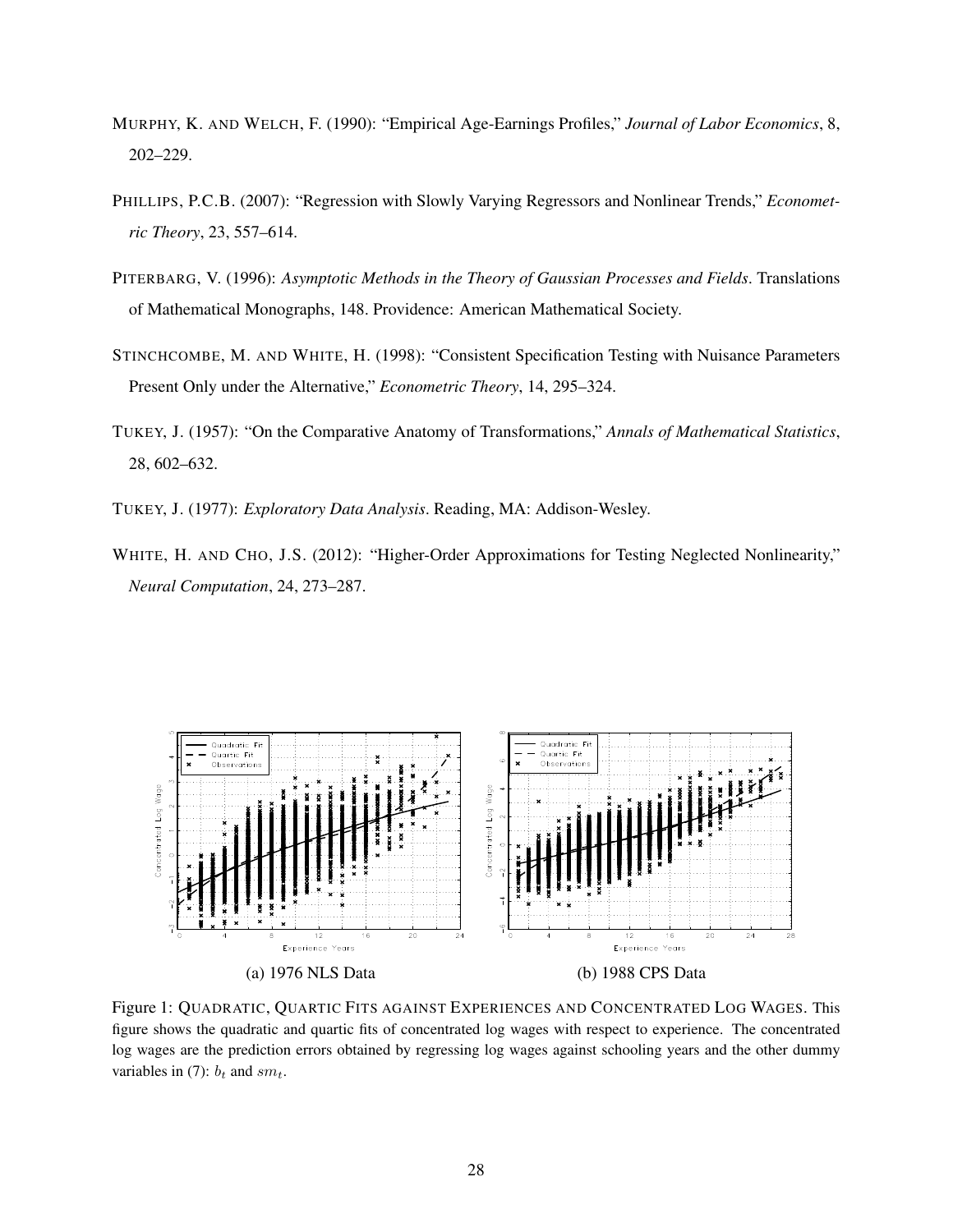MURPHY, K. AND WELCH, F. (1990): "Empirical Age-Earnings Profiles," *Journal of Labor Economics*, 8, 202–229.

PHILLIPS, P.C.B. (2007): "Regression with Slowly Varying Regressors and Nonlinear Trends," *Econometric Theory*, 23, 557–614.

PITERBARG, V. (1996): *Asymptotic Methods in the Theory of Gaussian Processes and Fields*. Translations of Mathematical Monographs, 148. Providence: American Mathematical Society.

STINCHCOMBE, M. AND WHITE, H. (1998): "Consistent Specification Testing with Nuisance Parameters Present Only under the Alternative," *Econometric Theory*, 14, 295–324.

TUKEY, J. (1957): "On the Comparative Anatomy of Transformations," *Annals of Mathematical Statistics*, 28, 602–632.

TUKEY, J. (1977): *Exploratory Data Analysis*. Reading, MA: Addison-Wesley.

WHITE, H. AND CHO, J.S. (2012): "Higher-Order Approximations for Testing Neglected Nonlinearity," *Neural Computation*, 24, 273–287.

Quadratic Fit
Quartic Fit
Observations
Concentrated Log Wage
Experience Years

(a) 1976 NLS Data

Quadratic Fit
Quartic Fit
Observations
Concentrated Log Wage
Experience Years

(b) 1988 CPS Data

Figure 1: QUADRATIC, QUARTIC FITS AGAINST EXPERIENCES AND CONCENTRATED LOG WAGES. This figure shows the quadratic and quartic fits of concentrated log wages with respect to experience. The concentrated log wages are the prediction errors obtained by regressing log wages against schooling years and the other dummy variables in (7): $b_t$ and $sm_t$.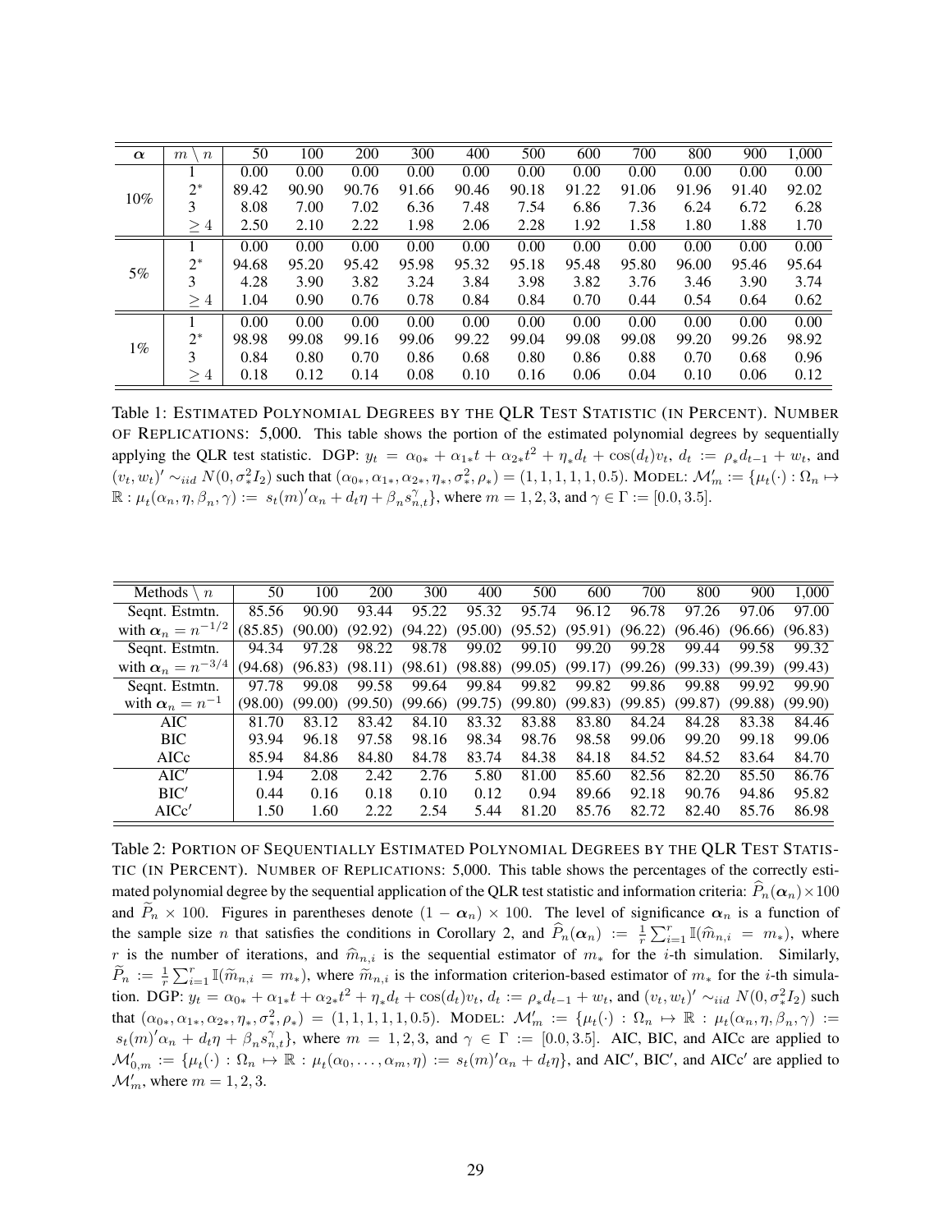| $\boldsymbol{\alpha}$ | $m \setminus n$ | 50 | 100 | 200 | 300 | 400 | 500 | 600 | 700 | 800 | 900 | 1,000 |
|---|---|---|---|---|---|---|---|---|---|---|---|---|
| 10% | 1 | 0.00 | 0.00 | 0.00 | 0.00 | 0.00 | 0.00 | 0.00 | 0.00 | 0.00 | 0.00 | 0.00 |
| | $2^*$ | 89.42 | 90.90 | 90.76 | 91.66 | 90.46 | 90.18 | 91.22 | 91.06 | 91.96 | 91.40 | 92.02 |
| | 3 | 8.08 | 7.00 | 7.02 | 6.36 | 7.48 | 7.54 | 6.86 | 7.36 | 6.24 | 6.72 | 6.28 |
| | $\geq 4$ | 2.50 | 2.10 | 2.22 | 1.98 | 2.06 | 2.28 | 1.92 | 1.58 | 1.80 | 1.88 | 1.70 |
| 5% | 1 | 0.00 | 0.00 | 0.00 | 0.00 | 0.00 | 0.00 | 0.00 | 0.00 | 0.00 | 0.00 | 0.00 |
| | $2^*$ | 94.68 | 95.20 | 95.42 | 95.98 | 95.32 | 95.18 | 95.48 | 95.80 | 96.00 | 95.46 | 95.64 |
| | 3 | 4.28 | 3.90 | 3.82 | 3.24 | 3.84 | 3.98 | 3.82 | 3.76 | 3.46 | 3.90 | 3.74 |
| | $\geq 4$ | 1.04 | 0.90 | 0.76 | 0.78 | 0.84 | 0.84 | 0.70 | 0.44 | 0.54 | 0.64 | 0.62 |
| 1% | 1 | 0.00 | 0.00 | 0.00 | 0.00 | 0.00 | 0.00 | 0.00 | 0.00 | 0.00 | 0.00 | 0.00 |
| | $2^*$ | 98.98 | 99.08 | 99.16 | 99.06 | 99.22 | 99.04 | 99.08 | 99.08 | 99.20 | 99.26 | 98.92 |
| | 3 | 0.84 | 0.80 | 0.70 | 0.86 | 0.68 | 0.80 | 0.86 | 0.88 | 0.70 | 0.68 | 0.96 |
| | $\geq 4$ | 0.18 | 0.12 | 0.14 | 0.08 | 0.10 | 0.16 | 0.06 | 0.04 | 0.10 | 0.06 | 0.12 |

Table 1: ESTIMATED POLYNOMIAL DEGREES BY THE QLR TEST STATISTIC (IN PERCENT). NUMBER OF REPLICATIONS: 5,000. This table shows the portion of the estimated polynomial degrees by sequentially applying the QLR test statistic. DGP: $y_t = \alpha_{0*} + \alpha_{1*}t + \alpha_{2*}t^2 + \eta_* d_t + \cos(d_t)v_t$, $d_t := \rho_* d_{t-1} + w_t$, and $(v_t, w_t)' \sim_{iid} N(0, \sigma_*^2 I_2)$ such that $(\alpha_{0*}, \alpha_{1*}, \alpha_{2*}, \eta_*, \sigma_*^2, \rho_*) = (1, 1, 1, 1, 1, 0.5)$. MODEL: $\mathcal{M}'_m := \{\mu_t(\cdot) : \Omega_n \mapsto \mathbb{R} : \mu_t(\alpha_n, \eta, \beta_n, \gamma) := s_t(m)'\alpha_n + d_t\eta + \beta_n s_{n,t}^{\gamma}\}$, where $m = 1, 2, 3$, and $\gamma \in \Gamma := [0.0, 3.5]$.

| Methods $\setminus$ $n$ | 50 | 100 | 200 | 300 | 400 | 500 | 600 | 700 | 800 | 900 | 1,000 |
|---|---|---|---|---|---|---|---|---|---|---|---|
| Seqnt. Estmtn. | 85.56 | 90.90 | 93.44 | 95.22 | 95.32 | 95.74 | 96.12 | 96.78 | 97.26 | 97.06 | 97.00 |
| with $\boldsymbol{\alpha}_n = n^{-1/2}$ | (85.85) | (90.00) | (92.92) | (94.22) | (95.00) | (95.52) | (95.91) | (96.22) | (96.46) | (96.66) | (96.83) |
| Seqnt. Estmtn. | 94.34 | 97.28 | 98.22 | 98.78 | 99.02 | 99.10 | 99.20 | 99.28 | 99.44 | 99.58 | 99.32 |
| with $\boldsymbol{\alpha}_n = n^{-3/4}$ | (94.68) | (96.83) | (98.11) | (98.61) | (98.88) | (99.05) | (99.17) | (99.26) | (99.33) | (99.39) | (99.43) |
| Seqnt. Estmtn. | 97.78 | 99.08 | 99.58 | 99.64 | 99.84 | 99.82 | 99.82 | 99.86 | 99.88 | 99.92 | 99.90 |
| with $\boldsymbol{\alpha}_n = n^{-1}$ | (98.00) | (99.00) | (99.50) | (99.66) | (99.75) | (99.80) | (99.83) | (99.85) | (99.87) | (99.88) | (99.90) |
| AIC | 81.70 | 83.12 | 83.42 | 84.10 | 83.32 | 83.88 | 83.80 | 84.24 | 84.28 | 83.38 | 84.46 |
| BIC | 93.94 | 96.18 | 97.58 | 98.16 | 98.34 | 98.76 | 98.58 | 99.06 | 99.20 | 99.18 | 99.06 |
| AICc | 85.94 | 84.86 | 84.80 | 84.78 | 83.74 | 84.38 | 84.18 | 84.52 | 84.52 | 83.64 | 84.70 |
| AIC′ | 1.94 | 2.08 | 2.42 | 2.76 | 5.80 | 81.00 | 85.60 | 82.56 | 82.20 | 85.50 | 86.76 |
| BIC′ | 0.44 | 0.16 | 0.18 | 0.10 | 0.12 | 0.94 | 89.66 | 92.18 | 90.76 | 94.86 | 95.82 |
| AICc′ | 1.50 | 1.60 | 2.22 | 2.54 | 5.44 | 81.20 | 85.76 | 82.72 | 82.40 | 85.76 | 86.98 |

Table 2: PORTION OF SEQUENTIALLY ESTIMATED POLYNOMIAL DEGREES BY THE QLR TEST STATISTIC (IN PERCENT). NUMBER OF REPLICATIONS: 5,000. This table shows the percentages of the correctly estimated polynomial degree by the sequential application of the QLR test statistic and information criteria: $\widehat{P}_n(\boldsymbol{\alpha}_n) \times 100$ and $\widetilde{P}_n \times 100$. Figures in parentheses denote $(1 - \boldsymbol{\alpha}_n) \times 100$. The level of significance $\boldsymbol{\alpha}_n$ is a function of the sample size $n$ that satisfies the conditions in Corollary 2, and $\widehat{P}_n(\boldsymbol{\alpha}_n) := \frac{1}{r}\sum_{i=1}^{r} \mathbb{I}(\widehat{m}_{n,i} = m_*)$, where $r$ is the number of iterations, and $\widehat{m}_{n,i}$ is the sequential estimator of $m_*$ for the $i$-th simulation. Similarly, $\widetilde{P}_n := \frac{1}{r}\sum_{i=1}^{r} \mathbb{I}(\widetilde{m}_{n,i} = m_*)$, where $\widetilde{m}_{n,i}$ is the information criterion-based estimator of $m_*$ for the $i$-th simulation. DGP: $y_t = \alpha_{0*} + \alpha_{1*}t + \alpha_{2*}t^2 + \eta_* d_t + \cos(d_t)v_t$, $d_t := \rho_* d_{t-1} + w_t$, and $(v_t, w_t)' \sim_{iid} N(0, \sigma_*^2 I_2)$ such that $(\alpha_{0*}, \alpha_{1*}, \alpha_{2*}, \eta_*, \sigma_*^2, \rho_*) = (1, 1, 1, 1, 1, 0.5)$. MODEL: $\mathcal{M}'_m := \{\mu_t(\cdot) : \Omega_n \mapsto \mathbb{R} : \mu_t(\alpha_n, \eta, \beta_n, \gamma) := s_t(m)'\alpha_n + d_t\eta + \beta_n s_{n,t}^{\gamma}\}$, where $m = 1, 2, 3$, and $\gamma \in \Gamma := [0.0, 3.5]$. AIC, BIC, and AICc are applied to $\mathcal{M}'_{0,m} := \{\mu_t(\cdot) : \Omega_n \mapsto \mathbb{R} : \mu_t(\alpha_0, \ldots, \alpha_m, \eta) := s_t(m)'\alpha_n + d_t\eta\}$, and AIC′, BIC′, and AICc′ are applied to $\mathcal{M}'_m$, where $m = 1, 2, 3$.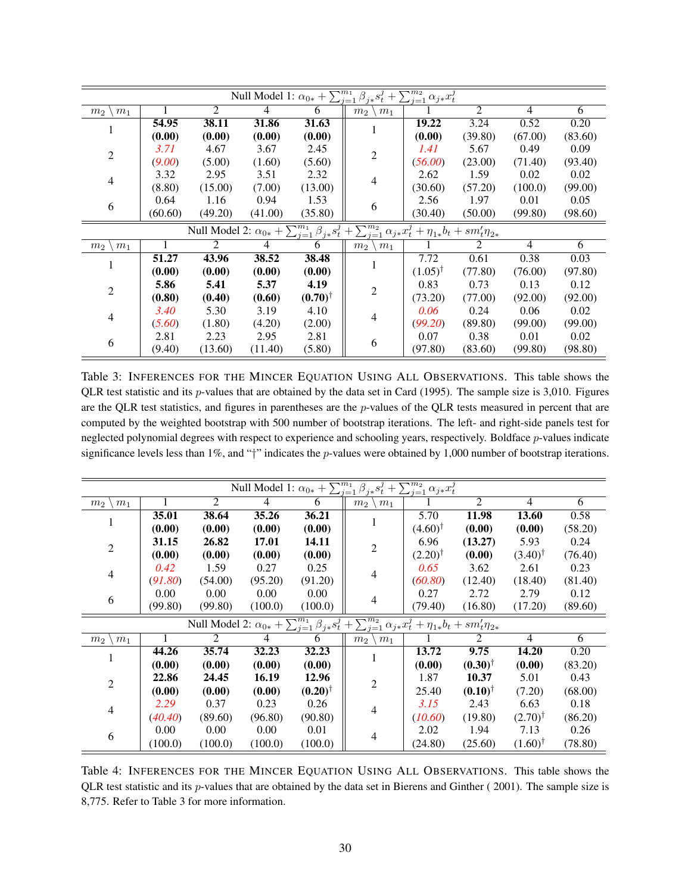| Null Model 1: $\alpha_{0*} + \sum_{j=1}^{m_1} \beta_{j*} s_t^j + \sum_{j=1}^{m_2} \alpha_{j*} x_t^j$ | | | | | | | | | |
|---|---|---|---|---|---|---|---|---|---|
| $m_2 \setminus m_1$ | 1 | 2 | 4 | 6 | $m_2 \setminus m_1$ | 1 | 2 | 4 | 6 |
| 1 | **54.95** | **38.11** | **31.86** | **31.63** | 1 | **19.22** | 3.24 | 0.52 | 0.20 |
| | **(0.00)** | **(0.00)** | **(0.00)** | **(0.00)** | | **(0.00)** | (39.80) | (67.00) | (83.60) |
| 2 | *3.71* | 4.67 | 3.67 | 2.45 | 2 | *1.41* | 5.67 | 0.49 | 0.09 |
| | (*9.00*) | (5.00) | (1.60) | (5.60) | | (*56.00*) | (23.00) | (71.40) | (93.40) |
| 4 | 3.32 | 2.95 | 3.51 | 2.32 | 4 | 2.62 | 1.59 | 0.02 | 0.02 |
| | (8.80) | (15.00) | (7.00) | (13.00) | | (30.60) | (57.20) | (100.0) | (99.00) |
| 6 | 0.64 | 1.16 | 0.94 | 1.53 | 6 | 2.56 | 1.97 | 0.01 | 0.05 |
| | (60.60) | (49.20) | (41.00) | (35.80) | | (30.40) | (50.00) | (99.80) | (98.60) |
| Null Model 2: $\alpha_{0*} + \sum_{j=1}^{m_1} \beta_{j*} s_t^j + \sum_{j=1}^{m_2} \alpha_{j*} x_t^j + \eta_{1*} b_t + s m_t' \eta_{2*}$ | | | | | | | | | |
| $m_2 \setminus m_1$ | 1 | 2 | 4 | 6 | $m_2 \setminus m_1$ | 1 | 2 | 4 | 6 |
| 1 | **51.27** | **43.96** | **38.52** | **38.48** | 1 | 7.72 | 0.61 | 0.38 | 0.03 |
| | **(0.00)** | **(0.00)** | **(0.00)** | **(0.00)** | | (1.05)† | (77.80) | (76.00) | (97.80) |
| 2 | **5.86** | **5.41** | **5.37** | **4.19** | 2 | 0.83 | 0.73 | 0.13 | 0.12 |
| | **(0.80)** | **(0.40)** | **(0.60)** | **(0.70)**† | | (73.20) | (77.00) | (92.00) | (92.00) |
| 4 | *3.40* | 5.30 | 3.19 | 4.10 | 4 | *0.06* | 0.24 | 0.06 | 0.02 |
| | (*5.60*) | (1.80) | (4.20) | (2.00) | | (*99.20*) | (89.80) | (99.00) | (99.00) |
| 6 | 2.81 | 2.23 | 2.95 | 2.81 | 6 | 0.07 | 0.38 | 0.01 | 0.02 |
| | (9.40) | (13.60) | (11.40) | (5.80) | | (97.80) | (83.60) | (99.80) | (98.80) |

Table 3: INFERENCES FOR THE MINCER EQUATION USING ALL OBSERVATIONS. This table shows the QLR test statistic and its $p$-values that are obtained by the data set in Card (1995). The sample size is 3,010. Figures are the QLR test statistics, and figures in parentheses are the $p$-values of the QLR tests measured in percent that are computed by the weighted bootstrap with 500 number of bootstrap iterations. The left- and right-side panels test for neglected polynomial degrees with respect to experience and schooling years, respectively. Boldface $p$-values indicate significance levels less than 1%, and "†" indicates the $p$-values were obtained by 1,000 number of bootstrap iterations.

| Null Model 1: $\alpha_{0*} + \sum_{j=1}^{m_1} \beta_{j*} s_t^j + \sum_{j=1}^{m_2} \alpha_{j*} x_t^j$ | | | | | | | | | |
|---|---|---|---|---|---|---|---|---|---|
| $m_2 \setminus m_1$ | 1 | 2 | 4 | 6 | $m_2 \setminus m_1$ | 1 | 2 | 4 | 6 |
| 1 | **35.01** | **38.64** | **35.26** | **36.21** | 1 | 5.70 | **11.98** | **13.60** | 0.58 |
| | **(0.00)** | **(0.00)** | **(0.00)** | **(0.00)** | | (4.60)† | **(0.00)** | **(0.00)** | (58.20) |
| 2 | **31.15** | **26.82** | **17.01** | **14.11** | 2 | 6.96 | **(13.27)** | 5.93 | 0.24 |
| | **(0.00)** | **(0.00)** | **(0.00)** | **(0.00)** | | (2.20)† | **(0.00)** | (3.40)† | (76.40) |
| 4 | *0.42* | 1.59 | 0.27 | 0.25 | 4 | *0.65* | 3.62 | 2.61 | 0.23 |
| | (*91.80*) | (54.00) | (95.20) | (91.20) | | (*60.80*) | (12.40) | (18.40) | (81.40) |
| 6 | 0.00 | 0.00 | 0.00 | 0.00 | 4 | 0.27 | 2.72 | 2.79 | 0.12 |
| | (99.80) | (99.80) | (100.0) | (100.0) | | (79.40) | (16.80) | (17.20) | (89.60) |
| Null Model 2: $\alpha_{0*} + \sum_{j=1}^{m_1} \beta_{j*} s_t^j + \sum_{j=1}^{m_2} \alpha_{j*} x_t^j + \eta_{1*} b_t + s m_t' \eta_{2*}$ | | | | | | | | | |
| $m_2 \setminus m_1$ | 1 | 2 | 4 | 6 | $m_2 \setminus m_1$ | 1 | 2 | 4 | 6 |
| 1 | **44.26** | **35.74** | **32.23** | **32.23** | 1 | **13.72** | **9.75** | **14.20** | 0.20 |
| | **(0.00)** | **(0.00)** | **(0.00)** | **(0.00)** | | **(0.00)** | **(0.30)**† | **(0.00)** | (83.20) |
| 2 | **22.86** | **24.45** | **16.19** | **12.96** | 2 | 1.87 | **10.37** | 5.01 | 0.43 |
| | **(0.00)** | **(0.00)** | **(0.00)** | **(0.20)**† | | 25.40 | **(0.10)**† | (7.20) | (68.00) |
| 4 | *2.29* | 0.37 | 0.23 | 0.26 | 4 | *3.15* | 2.43 | 6.63 | 0.18 |
| | (*40.40*) | (89.60) | (96.80) | (90.80) | | (*10.60*) | (19.80) | (2.70)† | (86.20) |
| 6 | 0.00 | 0.00 | 0.00 | 0.01 | 4 | 2.02 | 1.94 | 7.13 | 0.26 |
| | (100.0) | (100.0) | (100.0) | (100.0) | | (24.80) | (25.60) | (1.60)† | (78.80) |

Table 4: INFERENCES FOR THE MINCER EQUATION USING ALL OBSERVATIONS. This table shows the QLR test statistic and its $p$-values that are obtained by the data set in Bierens and Ginther ( 2001). The sample size is 8,775. Refer to Table 3 for more information.